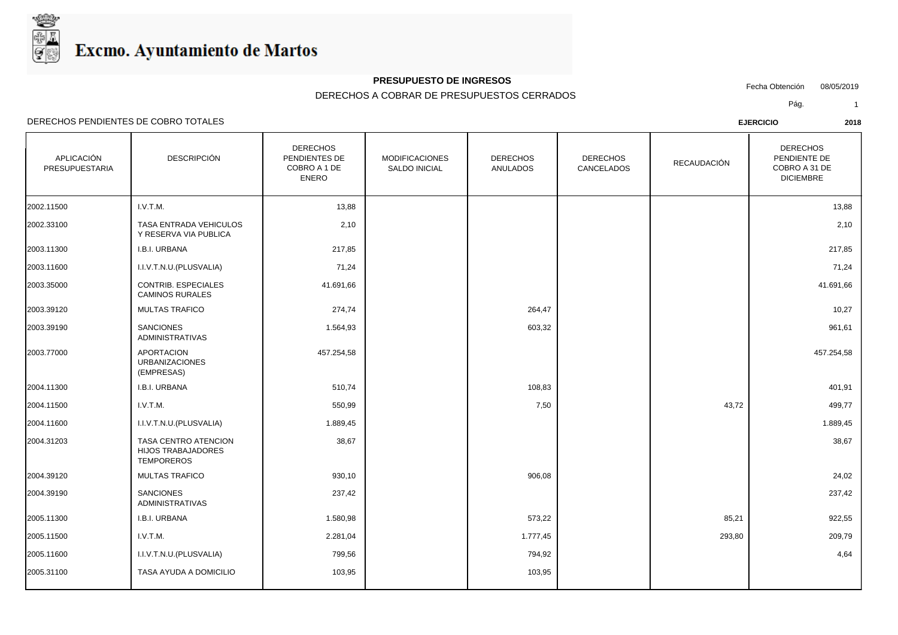# Excmo. Ayuntamiento de Martos

**PRESUPUESTO DE INGRESOS**

DERECHOS A COBRAR DE PRESUPUESTOS CERRADOS

Fecha Obtención 08/05/2019

DERECHOS PENDIENTES DE COBRO TOTALES

**EJERCICIO 2018**

| APLICACIÓN PRESUPUESTARIA | DESCRIPCIÓN | DERECHOS PENDIENTES DE COBRO A 1 DE ENERO | MODIFICACIONES SALDO INICIAL | DERECHOS ANULADOS | DERECHOS CANCELADOS | RECAUDACIÓN | DERECHOS PENDIENTE DE COBRO A 31 DE DICIEMBRE |
|---|---|---|---|---|---|---|---|
| 2002.11500 | I.V.T.M. | 13,88 | | | | | 13,88 |
| 2002.33100 | TASA ENTRADA VEHICULOS Y RESERVA VIA PUBLICA | 2,10 | | | | | 2,10 |
| 2003.11300 | I.B.I. URBANA | 217,85 | | | | | 217,85 |
| 2003.11600 | I.I.V.T.N.U.(PLUSVALIA) | 71,24 | | | | | 71,24 |
| 2003.35000 | CONTRIB. ESPECIALES CAMINOS RURALES | 41.691,66 | | | | | 41.691,66 |
| 2003.39120 | MULTAS TRAFICO | 274,74 | | 264,47 | | | 10,27 |
| 2003.39190 | SANCIONES ADMINISTRATIVAS | 1.564,93 | | 603,32 | | | 961,61 |
| 2003.77000 | APORTACION URBANIZACIONES (EMPRESAS) | 457.254,58 | | | | | 457.254,58 |
| 2004.11300 | I.B.I. URBANA | 510,74 | | 108,83 | | | 401,91 |
| 2004.11500 | I.V.T.M. | 550,99 | | 7,50 | | 43,72 | 499,77 |
| 2004.11600 | I.I.V.T.N.U.(PLUSVALIA) | 1.889,45 | | | | | 1.889,45 |
| 2004.31203 | TASA CENTRO ATENCION HIJOS TRABAJADORES TEMPOREROS | 38,67 | | | | | 38,67 |
| 2004.39120 | MULTAS TRAFICO | 930,10 | | 906,08 | | | 24,02 |
| 2004.39190 | SANCIONES ADMINISTRATIVAS | 237,42 | | | | | 237,42 |
| 2005.11300 | I.B.I. URBANA | 1.580,98 | | 573,22 | | 85,21 | 922,55 |
| 2005.11500 | I.V.T.M. | 2.281,04 | | 1.777,45 | | 293,80 | 209,79 |
| 2005.11600 | I.I.V.T.N.U.(PLUSVALIA) | 799,56 | | 794,92 | | | 4,64 |
| 2005.31100 | TASA AYUDA A DOMICILIO | 103,95 | | 103,95 | | | |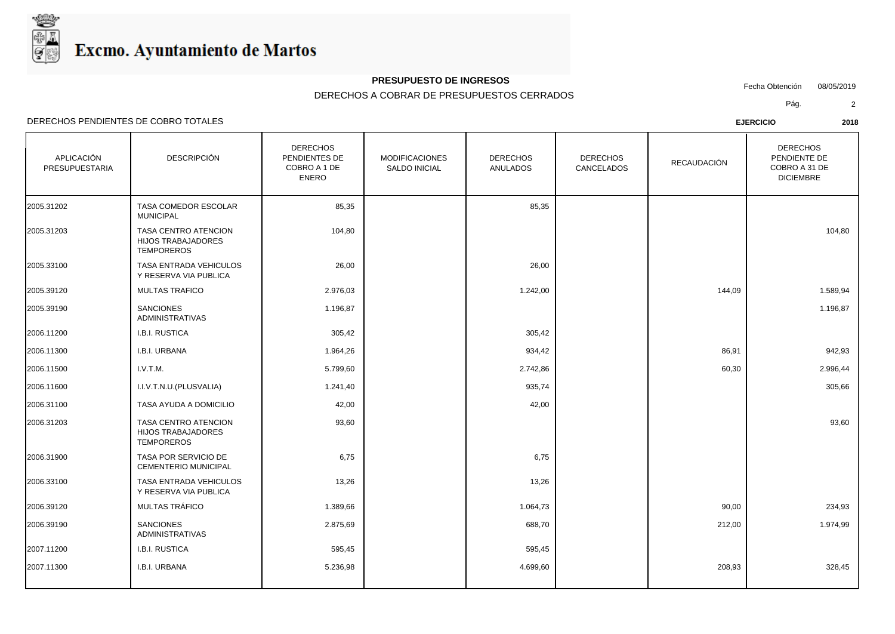# Excmo. Ayuntamiento de Martos

**PRESUPUESTO DE INGRESOS**

DERECHOS A COBRAR DE PRESUPUESTOS CERRADOS

Fecha Obtención 08/05/2019

DERECHOS PENDIENTES DE COBRO TOTALES

**EJERCICIO 2018**

| APLICACIÓN PRESUPUESTARIA | DESCRIPCIÓN | DERECHOS PENDIENTES DE COBRO A 1 DE ENERO | MODIFICACIONES SALDO INICIAL | DERECHOS ANULADOS | DERECHOS CANCELADOS | RECAUDACIÓN | DERECHOS PENDIENTE DE COBRO A 31 DE DICIEMBRE |
|---|---|---|---|---|---|---|---|
| 2005.31202 | TASA COMEDOR ESCOLAR MUNICIPAL | 85,35 | | 85,35 | | | |
| 2005.31203 | TASA CENTRO ATENCION HIJOS TRABAJADORES TEMPOREROS | 104,80 | | | | | 104,80 |
| 2005.33100 | TASA ENTRADA VEHICULOS Y RESERVA VIA PUBLICA | 26,00 | | 26,00 | | | |
| 2005.39120 | MULTAS TRAFICO | 2.976,03 | | 1.242,00 | | 144,09 | 1.589,94 |
| 2005.39190 | SANCIONES ADMINISTRATIVAS | 1.196,87 | | | | | 1.196,87 |
| 2006.11200 | I.B.I. RUSTICA | 305,42 | | 305,42 | | | |
| 2006.11300 | I.B.I. URBANA | 1.964,26 | | 934,42 | | 86,91 | 942,93 |
| 2006.11500 | I.V.T.M. | 5.799,60 | | 2.742,86 | | 60,30 | 2.996,44 |
| 2006.11600 | I.I.V.T.N.U.(PLUSVALIA) | 1.241,40 | | 935,74 | | | 305,66 |
| 2006.31100 | TASA AYUDA A DOMICILIO | 42,00 | | 42,00 | | | |
| 2006.31203 | TASA CENTRO ATENCION HIJOS TRABAJADORES TEMPOREROS | 93,60 | | | | | 93,60 |
| 2006.31900 | TASA POR SERVICIO DE CEMENTERIO MUNICIPAL | 6,75 | | 6,75 | | | |
| 2006.33100 | TASA ENTRADA VEHICULOS Y RESERVA VIA PUBLICA | 13,26 | | 13,26 | | | |
| 2006.39120 | MULTAS TRÁFICO | 1.389,66 | | 1.064,73 | | 90,00 | 234,93 |
| 2006.39190 | SANCIONES ADMINISTRATIVAS | 2.875,69 | | 688,70 | | 212,00 | 1.974,99 |
| 2007.11200 | I.B.I. RUSTICA | 595,45 | | 595,45 | | | |
| 2007.11300 | I.B.I. URBANA | 5.236,98 | | 4.699,60 | | 208,93 | 328,45 |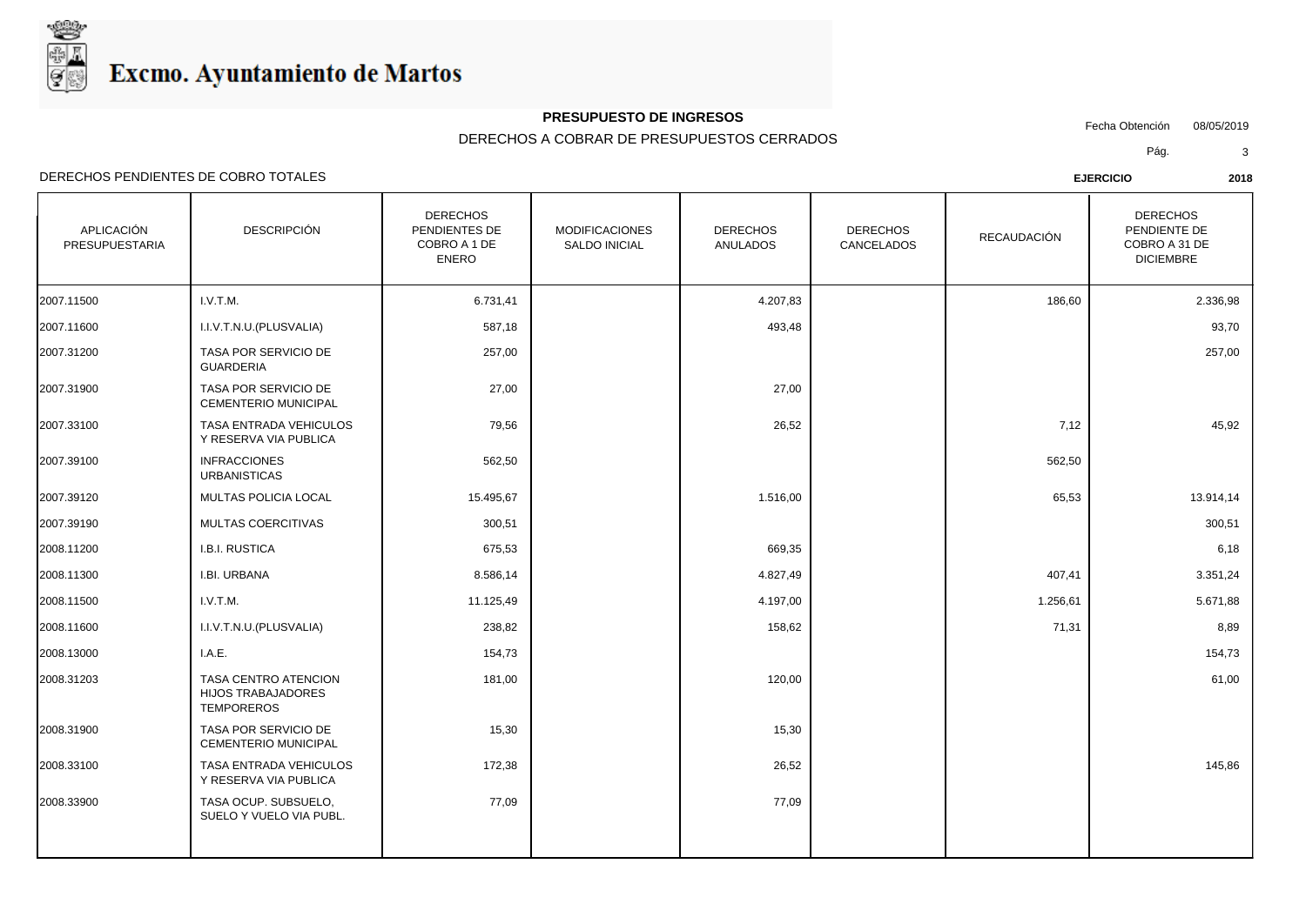# Excmo. Ayuntamiento de Martos

**PRESUPUESTO DE INGRESOS**

DERECHOS A COBRAR DE PRESUPUESTOS CERRADOS

Fecha Obtención 08/05/2019

DERECHOS PENDIENTES DE COBRO TOTALES

**EJERCICIO 2018**

| APLICACIÓN PRESUPUESTARIA | DESCRIPCIÓN | DERECHOS PENDIENTES DE COBRO A 1 DE ENERO | MODIFICACIONES SALDO INICIAL | DERECHOS ANULADOS | DERECHOS CANCELADOS | RECAUDACIÓN | DERECHOS PENDIENTE DE COBRO A 31 DE DICIEMBRE |
|---|---|---|---|---|---|---|---|
| 2007.11500 | I.V.T.M. | 6.731,41 | | 4.207,83 | | 186,60 | 2.336,98 |
| 2007.11600 | I.I.V.T.N.U.(PLUSVALIA) | 587,18 | | 493,48 | | | 93,70 |
| 2007.31200 | TASA POR SERVICIO DE GUARDERIA | 257,00 | | | | | 257,00 |
| 2007.31900 | TASA POR SERVICIO DE CEMENTERIO MUNICIPAL | 27,00 | | 27,00 | | | |
| 2007.33100 | TASA ENTRADA VEHICULOS Y RESERVA VIA PUBLICA | 79,56 | | 26,52 | | 7,12 | 45,92 |
| 2007.39100 | INFRACCIONES URBANISTICAS | 562,50 | | | | 562,50 | |
| 2007.39120 | MULTAS POLICIA LOCAL | 15.495,67 | | 1.516,00 | | 65,53 | 13.914,14 |
| 2007.39190 | MULTAS COERCITIVAS | 300,51 | | | | | 300,51 |
| 2008.11200 | I.B.I. RUSTICA | 675,53 | | 669,35 | | | 6,18 |
| 2008.11300 | I.BI. URBANA | 8.586,14 | | 4.827,49 | | 407,41 | 3.351,24 |
| 2008.11500 | I.V.T.M. | 11.125,49 | | 4.197,00 | | 1.256,61 | 5.671,88 |
| 2008.11600 | I.I.V.T.N.U.(PLUSVALIA) | 238,82 | | 158,62 | | 71,31 | 8,89 |
| 2008.13000 | I.A.E. | 154,73 | | | | | 154,73 |
| 2008.31203 | TASA CENTRO ATENCION HIJOS TRABAJADORES TEMPOREROS | 181,00 | | 120,00 | | | 61,00 |
| 2008.31900 | TASA POR SERVICIO DE CEMENTERIO MUNICIPAL | 15,30 | | 15,30 | | | |
| 2008.33100 | TASA ENTRADA VEHICULOS Y RESERVA VIA PUBLICA | 172,38 | | 26,52 | | | 145,86 |
| 2008.33900 | TASA OCUP. SUBSUELO, SUELO Y VUELO VIA PUBL. | 77,09 | | 77,09 | | | |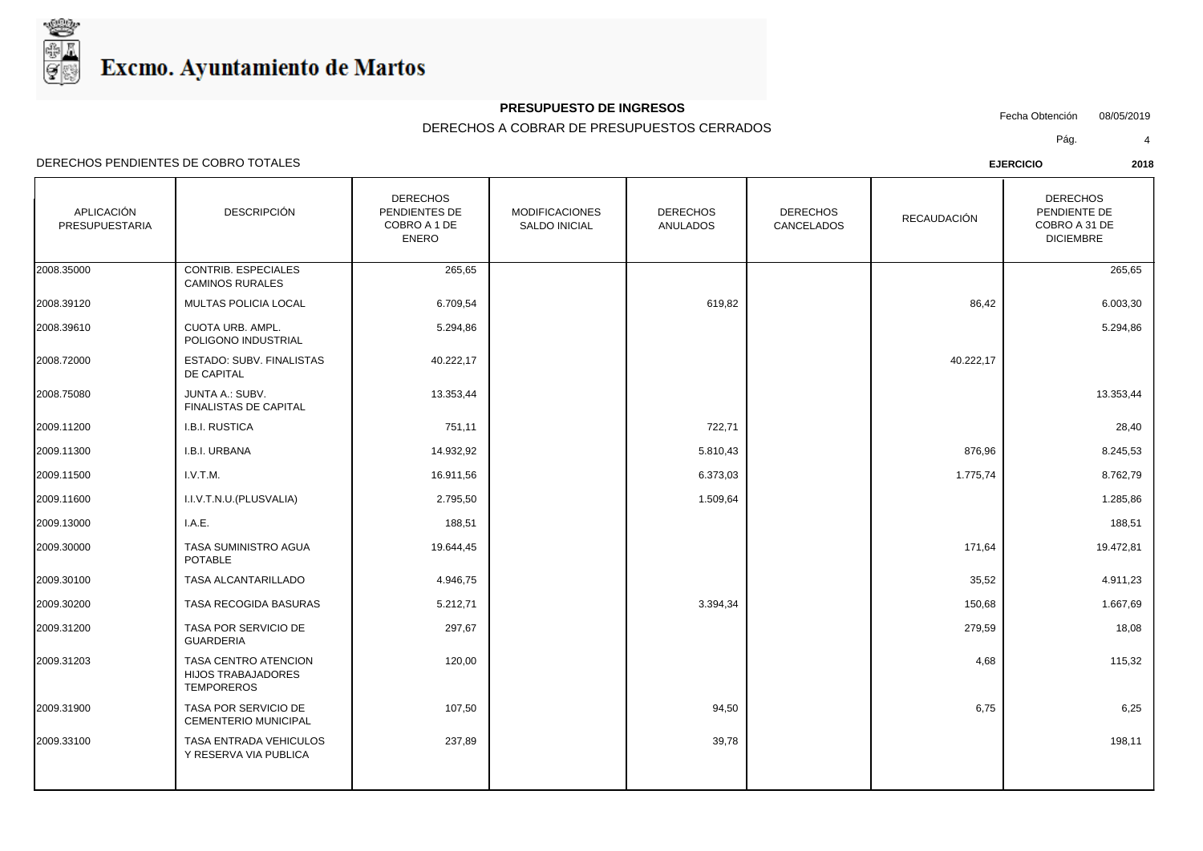# Excmo. Ayuntamiento de Martos

**PRESUPUESTO DE INGRESOS**

DERECHOS A COBRAR DE PRESUPUESTOS CERRADOS

Fecha Obtención 08/05/2019

DERECHOS PENDIENTES DE COBRO TOTALES

**EJERCICIO 2018**

| APLICACIÓN PRESUPUESTARIA | DESCRIPCIÓN | DERECHOS PENDIENTES DE COBRO A 1 DE ENERO | MODIFICACIONES SALDO INICIAL | DERECHOS ANULADOS | DERECHOS CANCELADOS | RECAUDACIÓN | DERECHOS PENDIENTE DE COBRO A 31 DE DICIEMBRE |
|---|---|---|---|---|---|---|---|
| 2008.35000 | CONTRIB. ESPECIALES CAMINOS RURALES | 265,65 | | | | | 265,65 |
| 2008.39120 | MULTAS POLICIA LOCAL | 6.709,54 | | 619,82 | | 86,42 | 6.003,30 |
| 2008.39610 | CUOTA URB. AMPL. POLIGONO INDUSTRIAL | 5.294,86 | | | | | 5.294,86 |
| 2008.72000 | ESTADO: SUBV. FINALISTAS DE CAPITAL | 40.222,17 | | | | 40.222,17 | |
| 2008.75080 | JUNTA A.: SUBV. FINALISTAS DE CAPITAL | 13.353,44 | | | | | 13.353,44 |
| 2009.11200 | I.B.I. RUSTICA | 751,11 | | 722,71 | | | 28,40 |
| 2009.11300 | I.B.I. URBANA | 14.932,92 | | 5.810,43 | | 876,96 | 8.245,53 |
| 2009.11500 | I.V.T.M. | 16.911,56 | | 6.373,03 | | 1.775,74 | 8.762,79 |
| 2009.11600 | I.I.V.T.N.U.(PLUSVALIA) | 2.795,50 | | 1.509,64 | | | 1.285,86 |
| 2009.13000 | I.A.E. | 188,51 | | | | | 188,51 |
| 2009.30000 | TASA SUMINISTRO AGUA POTABLE | 19.644,45 | | | | 171,64 | 19.472,81 |
| 2009.30100 | TASA ALCANTARILLADO | 4.946,75 | | | | 35,52 | 4.911,23 |
| 2009.30200 | TASA RECOGIDA BASURAS | 5.212,71 | | 3.394,34 | | 150,68 | 1.667,69 |
| 2009.31200 | TASA POR SERVICIO DE GUARDERIA | 297,67 | | | | 279,59 | 18,08 |
| 2009.31203 | TASA CENTRO ATENCION HIJOS TRABAJADORES TEMPOREROS | 120,00 | | | | 4,68 | 115,32 |
| 2009.31900 | TASA POR SERVICIO DE CEMENTERIO MUNICIPAL | 107,50 | | 94,50 | | 6,75 | 6,25 |
| 2009.33100 | TASA ENTRADA VEHICULOS Y RESERVA VIA PUBLICA | 237,89 | | 39,78 | | | 198,11 |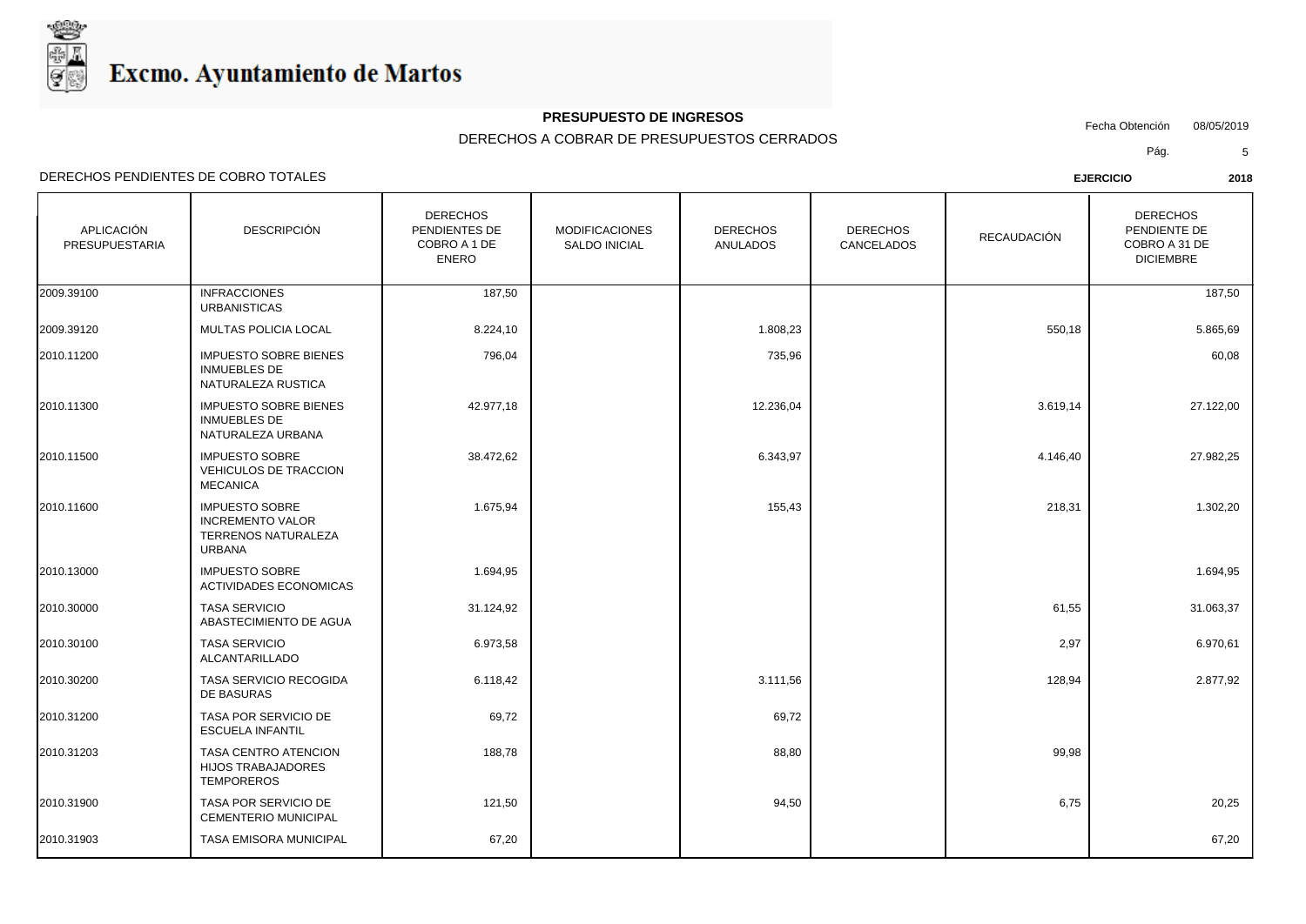# Excmo. Ayuntamiento de Martos

**PRESUPUESTO DE INGRESOS**

DERECHOS A COBRAR DE PRESUPUESTOS CERRADOS

Fecha Obtención 08/05/2019

DERECHOS PENDIENTES DE COBRO TOTALES

**EJERCICIO 2018**

| APLICACIÓN PRESUPUESTARIA | DESCRIPCIÓN | DERECHOS PENDIENTES DE COBRO A 1 DE ENERO | MODIFICACIONES SALDO INICIAL | DERECHOS ANULADOS | DERECHOS CANCELADOS | RECAUDACIÓN | DERECHOS PENDIENTE DE COBRO A 31 DE DICIEMBRE |
|---|---|---|---|---|---|---|---|
| 2009.39100 | INFRACCIONES URBANISTICAS | 187,50 | | | | | 187,50 |
| 2009.39120 | MULTAS POLICIA LOCAL | 8.224,10 | | 1.808,23 | | 550,18 | 5.865,69 |
| 2010.11200 | IMPUESTO SOBRE BIENES INMUEBLES DE NATURALEZA RUSTICA | 796,04 | | 735,96 | | | 60,08 |
| 2010.11300 | IMPUESTO SOBRE BIENES INMUEBLES DE NATURALEZA URBANA | 42.977,18 | | 12.236,04 | | 3.619,14 | 27.122,00 |
| 2010.11500 | IMPUESTO SOBRE VEHICULOS DE TRACCION MECANICA | 38.472,62 | | 6.343,97 | | 4.146,40 | 27.982,25 |
| 2010.11600 | IMPUESTO SOBRE INCREMENTO VALOR TERRENOS NATURALEZA URBANA | 1.675,94 | | 155,43 | | 218,31 | 1.302,20 |
| 2010.13000 | IMPUESTO SOBRE ACTIVIDADES ECONOMICAS | 1.694,95 | | | | | 1.694,95 |
| 2010.30000 | TASA SERVICIO ABASTECIMIENTO DE AGUA | 31.124,92 | | | | 61,55 | 31.063,37 |
| 2010.30100 | TASA SERVICIO ALCANTARILLADO | 6.973,58 | | | | 2,97 | 6.970,61 |
| 2010.30200 | TASA SERVICIO RECOGIDA DE BASURAS | 6.118,42 | | 3.111,56 | | 128,94 | 2.877,92 |
| 2010.31200 | TASA POR SERVICIO DE ESCUELA INFANTIL | 69,72 | | 69,72 | | | |
| 2010.31203 | TASA CENTRO ATENCION HIJOS TRABAJADORES TEMPOREROS | 188,78 | | 88,80 | | 99,98 | |
| 2010.31900 | TASA POR SERVICIO DE CEMENTERIO MUNICIPAL | 121,50 | | 94,50 | | 6,75 | 20,25 |
| 2010.31903 | TASA EMISORA MUNICIPAL | 67,20 | | | | | 67,20 |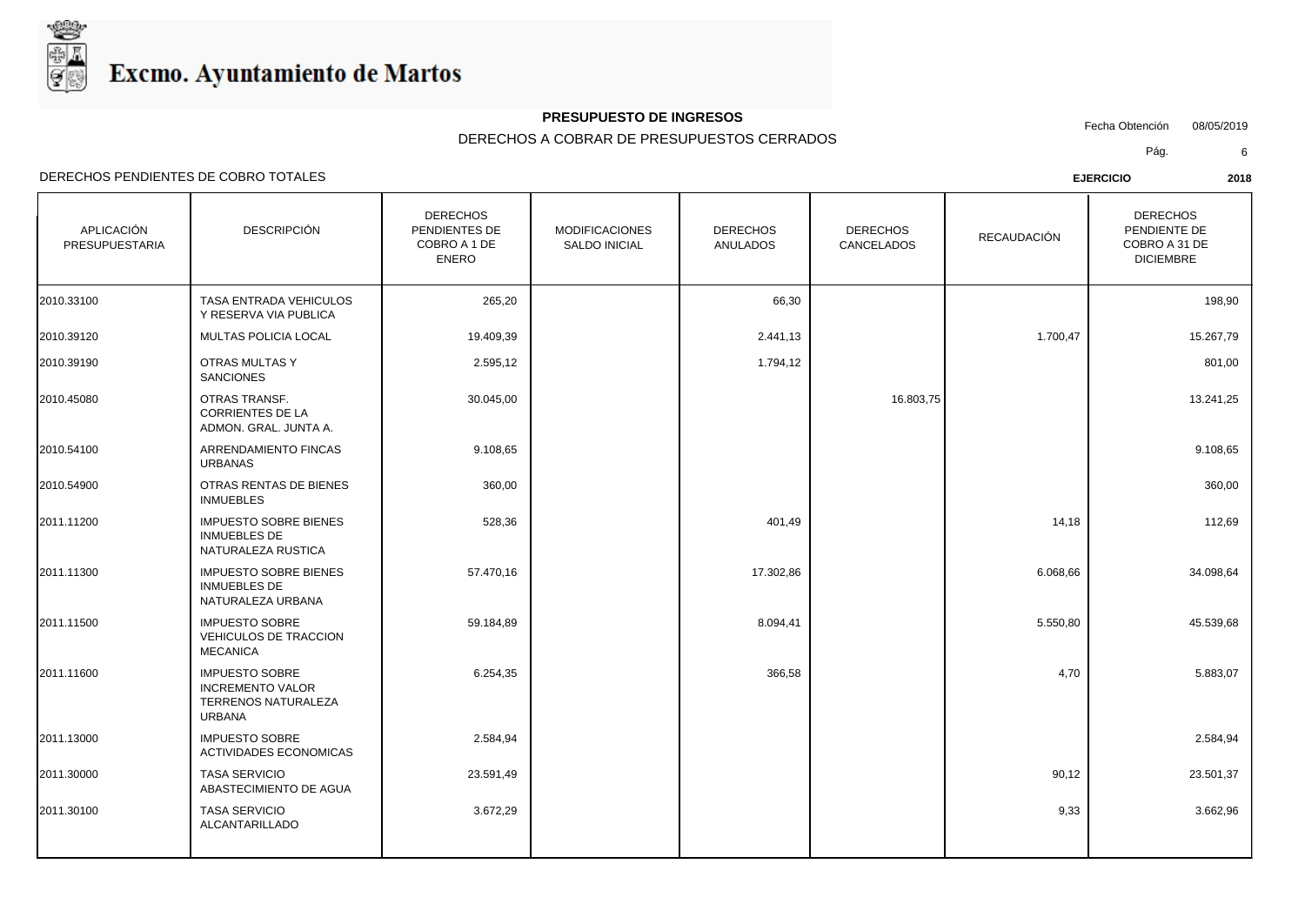# Excmo. Ayuntamiento de Martos

**PRESUPUESTO DE INGRESOS**

DERECHOS A COBRAR DE PRESUPUESTOS CERRADOS

Fecha Obtención 08/05/2019

DERECHOS PENDIENTES DE COBRO TOTALES

**EJERCICIO 2018**

| APLICACIÓN PRESUPUESTARIA | DESCRIPCIÓN | DERECHOS PENDIENTES DE COBRO A 1 DE ENERO | MODIFICACIONES SALDO INICIAL | DERECHOS ANULADOS | DERECHOS CANCELADOS | RECAUDACIÓN | DERECHOS PENDIENTE DE COBRO A 31 DE DICIEMBRE |
|---|---|---|---|---|---|---|---|
| 2010.33100 | TASA ENTRADA VEHICULOS Y RESERVA VIA PUBLICA | 265,20 | | 66,30 | | | 198,90 |
| 2010.39120 | MULTAS POLICIA LOCAL | 19.409,39 | | 2.441,13 | | 1.700,47 | 15.267,79 |
| 2010.39190 | OTRAS MULTAS Y SANCIONES | 2.595,12 | | 1.794,12 | | | 801,00 |
| 2010.45080 | OTRAS TRANSF. CORRIENTES DE LA ADMON. GRAL. JUNTA A. | 30.045,00 | | | 16.803,75 | | 13.241,25 |
| 2010.54100 | ARRENDAMIENTO FINCAS URBANAS | 9.108,65 | | | | | 9.108,65 |
| 2010.54900 | OTRAS RENTAS DE BIENES INMUEBLES | 360,00 | | | | | 360,00 |
| 2011.11200 | IMPUESTO SOBRE BIENES INMUEBLES DE NATURALEZA RUSTICA | 528,36 | | 401,49 | | 14,18 | 112,69 |
| 2011.11300 | IMPUESTO SOBRE BIENES INMUEBLES DE NATURALEZA URBANA | 57.470,16 | | 17.302,86 | | 6.068,66 | 34.098,64 |
| 2011.11500 | IMPUESTO SOBRE VEHICULOS DE TRACCION MECANICA | 59.184,89 | | 8.094,41 | | 5.550,80 | 45.539,68 |
| 2011.11600 | IMPUESTO SOBRE INCREMENTO VALOR TERRENOS NATURALEZA URBANA | 6.254,35 | | 366,58 | | 4,70 | 5.883,07 |
| 2011.13000 | IMPUESTO SOBRE ACTIVIDADES ECONOMICAS | 2.584,94 | | | | | 2.584,94 |
| 2011.30000 | TASA SERVICIO ABASTECIMIENTO DE AGUA | 23.591,49 | | | | 90,12 | 23.501,37 |
| 2011.30100 | TASA SERVICIO ALCANTARILLADO | 3.672,29 | | | | 9,33 | 3.662,96 |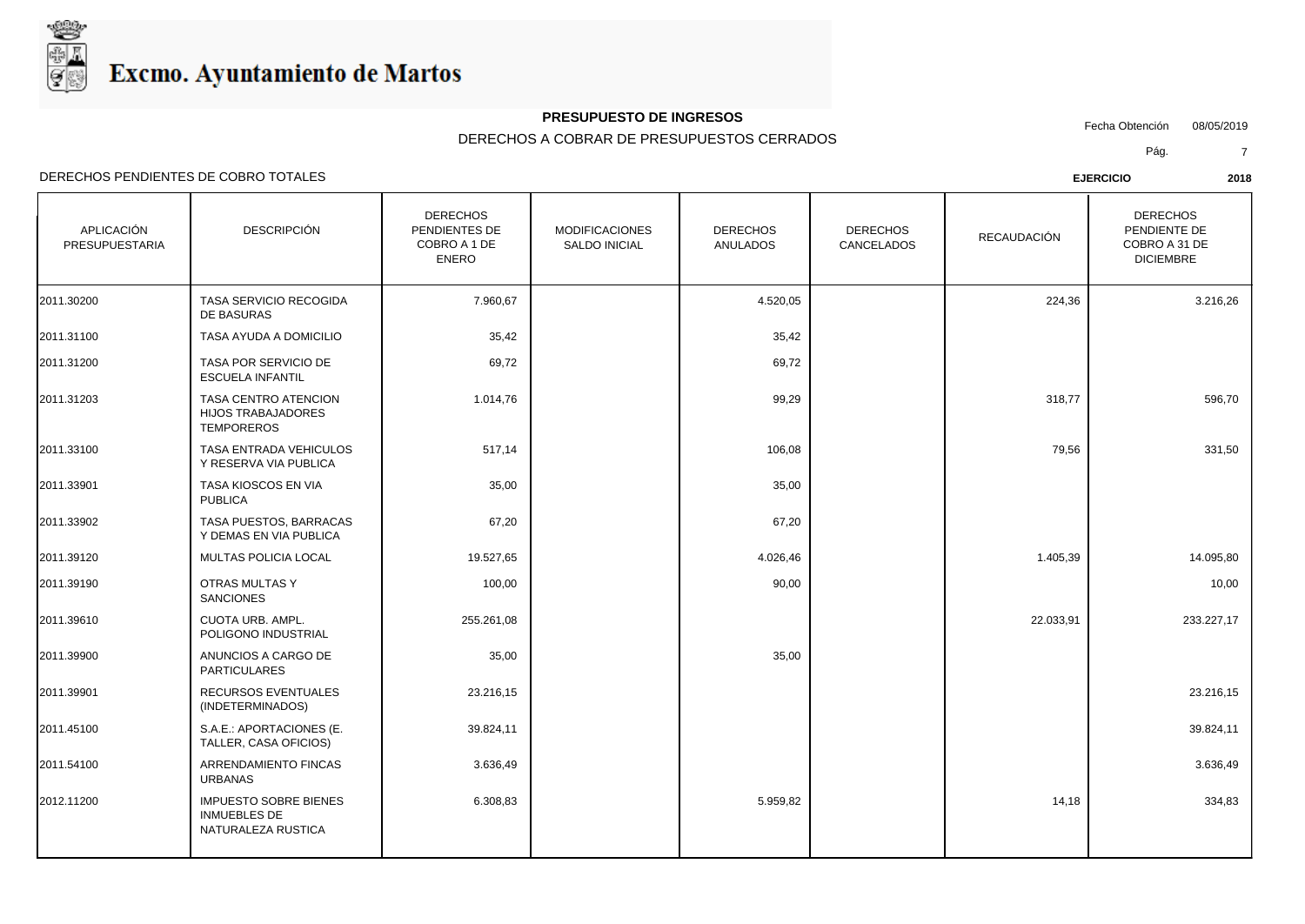# Excmo. Ayuntamiento de Martos

**PRESUPUESTO DE INGRESOS**

DERECHOS A COBRAR DE PRESUPUESTOS CERRADOS

Fecha Obtención 08/05/2019

DERECHOS PENDIENTES DE COBRO TOTALES

**EJERCICIO 2018**

| APLICACIÓN PRESUPUESTARIA | DESCRIPCIÓN | DERECHOS PENDIENTES DE COBRO A 1 DE ENERO | MODIFICACIONES SALDO INICIAL | DERECHOS ANULADOS | DERECHOS CANCELADOS | RECAUDACIÓN | DERECHOS PENDIENTE DE COBRO A 31 DE DICIEMBRE |
|---|---|---|---|---|---|---|---|
| 2011.30200 | TASA SERVICIO RECOGIDA DE BASURAS | 7.960,67 | | 4.520,05 | | 224,36 | 3.216,26 |
| 2011.31100 | TASA AYUDA A DOMICILIO | 35,42 | | 35,42 | | | |
| 2011.31200 | TASA POR SERVICIO DE ESCUELA INFANTIL | 69,72 | | 69,72 | | | |
| 2011.31203 | TASA CENTRO ATENCION HIJOS TRABAJADORES TEMPOREROS | 1.014,76 | | 99,29 | | 318,77 | 596,70 |
| 2011.33100 | TASA ENTRADA VEHICULOS Y RESERVA VIA PUBLICA | 517,14 | | 106,08 | | 79,56 | 331,50 |
| 2011.33901 | TASA KIOSCOS EN VIA PUBLICA | 35,00 | | 35,00 | | | |
| 2011.33902 | TASA PUESTOS, BARRACAS Y DEMAS EN VIA PUBLICA | 67,20 | | 67,20 | | | |
| 2011.39120 | MULTAS POLICIA LOCAL | 19.527,65 | | 4.026,46 | | 1.405,39 | 14.095,80 |
| 2011.39190 | OTRAS MULTAS Y SANCIONES | 100,00 | | 90,00 | | | 10,00 |
| 2011.39610 | CUOTA URB. AMPL. POLIGONO INDUSTRIAL | 255.261,08 | | | | 22.033,91 | 233.227,17 |
| 2011.39900 | ANUNCIOS A CARGO DE PARTICULARES | 35,00 | | 35,00 | | | |
| 2011.39901 | RECURSOS EVENTUALES (INDETERMINADOS) | 23.216,15 | | | | | 23.216,15 |
| 2011.45100 | S.A.E.: APORTACIONES (E. TALLER, CASA OFICIOS) | 39.824,11 | | | | | 39.824,11 |
| 2011.54100 | ARRENDAMIENTO FINCAS URBANAS | 3.636,49 | | | | | 3.636,49 |
| 2012.11200 | IMPUESTO SOBRE BIENES INMUEBLES DE NATURALEZA RUSTICA | 6.308,83 | | 5.959,82 | | 14,18 | 334,83 |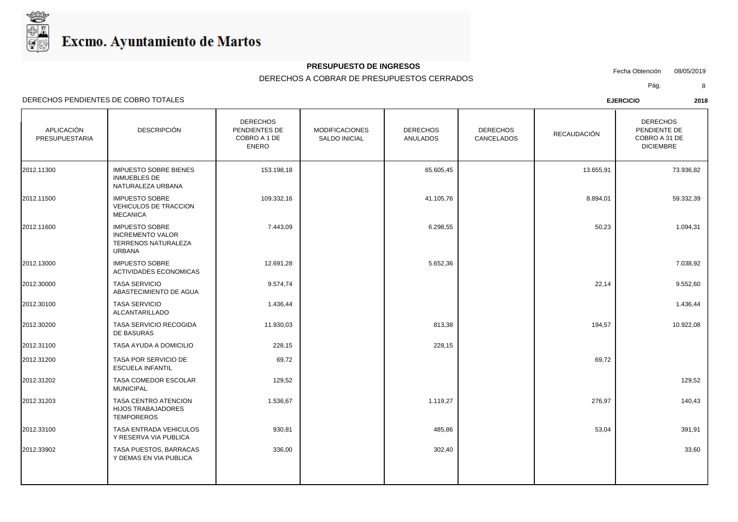# Excmo. Ayuntamiento de Martos

**PRESUPUESTO DE INGRESOS**

DERECHOS A COBRAR DE PRESUPUESTOS CERRADOS

Fecha Obtención 08/05/2019

DERECHOS PENDIENTES DE COBRO TOTALES

**EJERCICIO 2018**

| APLICACIÓN PRESUPUESTARIA | DESCRIPCIÓN | DERECHOS PENDIENTES DE COBRO A 1 DE ENERO | MODIFICACIONES SALDO INICIAL | DERECHOS ANULADOS | DERECHOS CANCELADOS | RECAUDACIÓN | DERECHOS PENDIENTE DE COBRO A 31 DE DICIEMBRE |
|---|---|---|---|---|---|---|---|
| 2012.11300 | IMPUESTO SOBRE BIENES INMUEBLES DE NATURALEZA URBANA | 153.198,18 | | 65.605,45 | | 13.655,91 | 73.936,82 |
| 2012.11500 | IMPUESTO SOBRE VEHICULOS DE TRACCION MECANICA | 109.332,16 | | 41.105,76 | | 8.894,01 | 59.332,39 |
| 2012.11600 | IMPUESTO SOBRE INCREMENTO VALOR TERRENOS NATURALEZA URBANA | 7.443,09 | | 6.298,55 | | 50,23 | 1.094,31 |
| 2012.13000 | IMPUESTO SOBRE ACTIVIDADES ECONOMICAS | 12.691,28 | | 5.652,36 | | | 7.038,92 |
| 2012.30000 | TASA SERVICIO ABASTECIMIENTO DE AGUA | 9.574,74 | | | | 22,14 | 9.552,60 |
| 2012.30100 | TASA SERVICIO ALCANTARILLADO | 1.436,44 | | | | | 1.436,44 |
| 2012.30200 | TASA SERVICIO RECOGIDA DE BASURAS | 11.930,03 | | 813,38 | | 194,57 | 10.922,08 |
| 2012.31100 | TASA AYUDA A DOMICILIO | 228,15 | | 228,15 | | | |
| 2012.31200 | TASA POR SERVICIO DE ESCUELA INFANTIL | 69,72 | | | | 69,72 | |
| 2012.31202 | TASA COMEDOR ESCOLAR MUNICIPAL | 129,52 | | | | | 129,52 |
| 2012.31203 | TASA CENTRO ATENCION HIJOS TRABAJADORES TEMPOREROS | 1.536,67 | | 1.119,27 | | 276,97 | 140,43 |
| 2012.33100 | TASA ENTRADA VEHICULOS Y RESERVA VIA PUBLICA | 930,81 | | 485,86 | | 53,04 | 391,91 |
| 2012.33902 | TASA PUESTOS, BARRACAS Y DEMAS EN VIA PUBLICA | 336,00 | | 302,40 | | | 33,60 |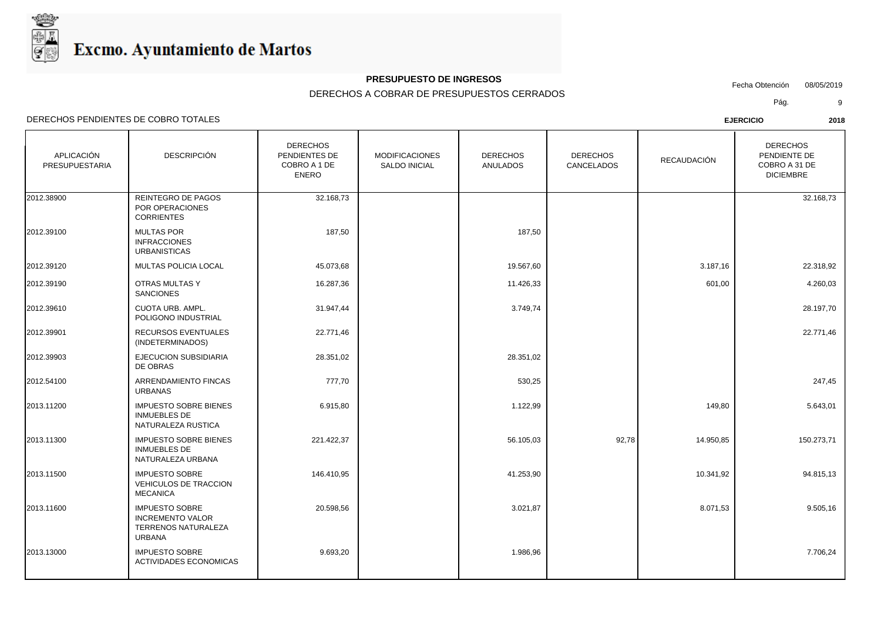# Excmo. Ayuntamiento de Martos

**PRESUPUESTO DE INGRESOS**

DERECHOS A COBRAR DE PRESUPUESTOS CERRADOS

Fecha Obtención 08/05/2019

DERECHOS PENDIENTES DE COBRO TOTALES

**EJERCICIO 2018**

| APLICACIÓN PRESUPUESTARIA | DESCRIPCIÓN | DERECHOS PENDIENTES DE COBRO A 1 DE ENERO | MODIFICACIONES SALDO INICIAL | DERECHOS ANULADOS | DERECHOS CANCELADOS | RECAUDACIÓN | DERECHOS PENDIENTE DE COBRO A 31 DE DICIEMBRE |
|---|---|---|---|---|---|---|---|
| 2012.38900 | REINTEGRO DE PAGOS POR OPERACIONES CORRIENTES | 32.168,73 | | | | | 32.168,73 |
| 2012.39100 | MULTAS POR INFRACCIONES URBANISTICAS | 187,50 | | 187,50 | | | |
| 2012.39120 | MULTAS POLICIA LOCAL | 45.073,68 | | 19.567,60 | | 3.187,16 | 22.318,92 |
| 2012.39190 | OTRAS MULTAS Y SANCIONES | 16.287,36 | | 11.426,33 | | 601,00 | 4.260,03 |
| 2012.39610 | CUOTA URB. AMPL. POLIGONO INDUSTRIAL | 31.947,44 | | 3.749,74 | | | 28.197,70 |
| 2012.39901 | RECURSOS EVENTUALES (INDETERMINADOS) | 22.771,46 | | | | | 22.771,46 |
| 2012.39903 | EJECUCION SUBSIDIARIA DE OBRAS | 28.351,02 | | 28.351,02 | | | |
| 2012.54100 | ARRENDAMIENTO FINCAS URBANAS | 777,70 | | 530,25 | | | 247,45 |
| 2013.11200 | IMPUESTO SOBRE BIENES INMUEBLES DE NATURALEZA RUSTICA | 6.915,80 | | 1.122,99 | | 149,80 | 5.643,01 |
| 2013.11300 | IMPUESTO SOBRE BIENES INMUEBLES DE NATURALEZA URBANA | 221.422,37 | | 56.105,03 | 92,78 | 14.950,85 | 150.273,71 |
| 2013.11500 | IMPUESTO SOBRE VEHICULOS DE TRACCION MECANICA | 146.410,95 | | 41.253,90 | | 10.341,92 | 94.815,13 |
| 2013.11600 | IMPUESTO SOBRE INCREMENTO VALOR TERRENOS NATURALEZA URBANA | 20.598,56 | | 3.021,87 | | 8.071,53 | 9.505,16 |
| 2013.13000 | IMPUESTO SOBRE ACTIVIDADES ECONOMICAS | 9.693,20 | | 1.986,96 | | | 7.706,24 |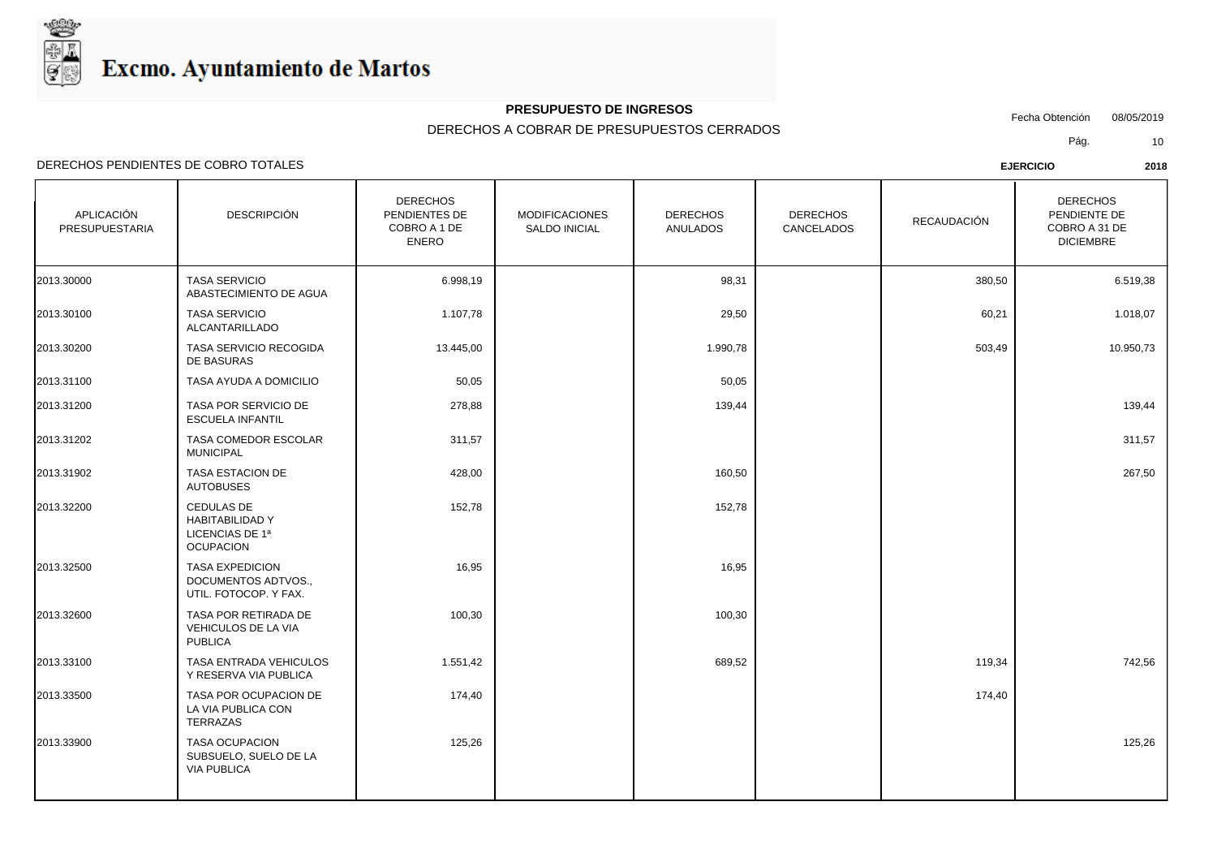Excmo. Ayuntamiento de Martos

**PRESUPUESTO DE INGRESOS**

DERECHOS A COBRAR DE PRESUPUESTOS CERRADOS

Fecha Obtención 08/05/2019

DERECHOS PENDIENTES DE COBRO TOTALES

**EJERCICIO** **2018**

| APLICACIÓN PRESUPUESTARIA | DESCRIPCIÓN | DERECHOS PENDIENTES DE COBRO A 1 DE ENERO | MODIFICACIONES SALDO INICIAL | DERECHOS ANULADOS | DERECHOS CANCELADOS | RECAUDACIÓN | DERECHOS PENDIENTE DE COBRO A 31 DE DICIEMBRE |
|---|---|---|---|---|---|---|---|
| 2013.30000 | TASA SERVICIO ABASTECIMIENTO DE AGUA | 6.998,19 | | 98,31 | | 380,50 | 6.519,38 |
| 2013.30100 | TASA SERVICIO ALCANTARILLADO | 1.107,78 | | 29,50 | | 60,21 | 1.018,07 |
| 2013.30200 | TASA SERVICIO RECOGIDA DE BASURAS | 13.445,00 | | 1.990,78 | | 503,49 | 10.950,73 |
| 2013.31100 | TASA AYUDA A DOMICILIO | 50,05 | | 50,05 | | | |
| 2013.31200 | TASA POR SERVICIO DE ESCUELA INFANTIL | 278,88 | | 139,44 | | | 139,44 |
| 2013.31202 | TASA COMEDOR ESCOLAR MUNICIPAL | 311,57 | | | | | 311,57 |
| 2013.31902 | TASA ESTACION DE AUTOBUSES | 428,00 | | 160,50 | | | 267,50 |
| 2013.32200 | CEDULAS DE HABITABILIDAD Y LICENCIAS DE 1ª OCUPACION | 152,78 | | 152,78 | | | |
| 2013.32500 | TASA EXPEDICION DOCUMENTOS ADTVOS., UTIL. FOTOCOP. Y FAX. | 16,95 | | 16,95 | | | |
| 2013.32600 | TASA POR RETIRADA DE VEHICULOS DE LA VIA PUBLICA | 100,30 | | 100,30 | | | |
| 2013.33100 | TASA ENTRADA VEHICULOS Y RESERVA VIA PUBLICA | 1.551,42 | | 689,52 | | 119,34 | 742,56 |
| 2013.33500 | TASA POR OCUPACION DE LA VIA PUBLICA CON TERRAZAS | 174,40 | | | | 174,40 | |
| 2013.33900 | TASA OCUPACION SUBSUELO, SUELO DE LA VIA PUBLICA | 125,26 | | | | | 125,26 |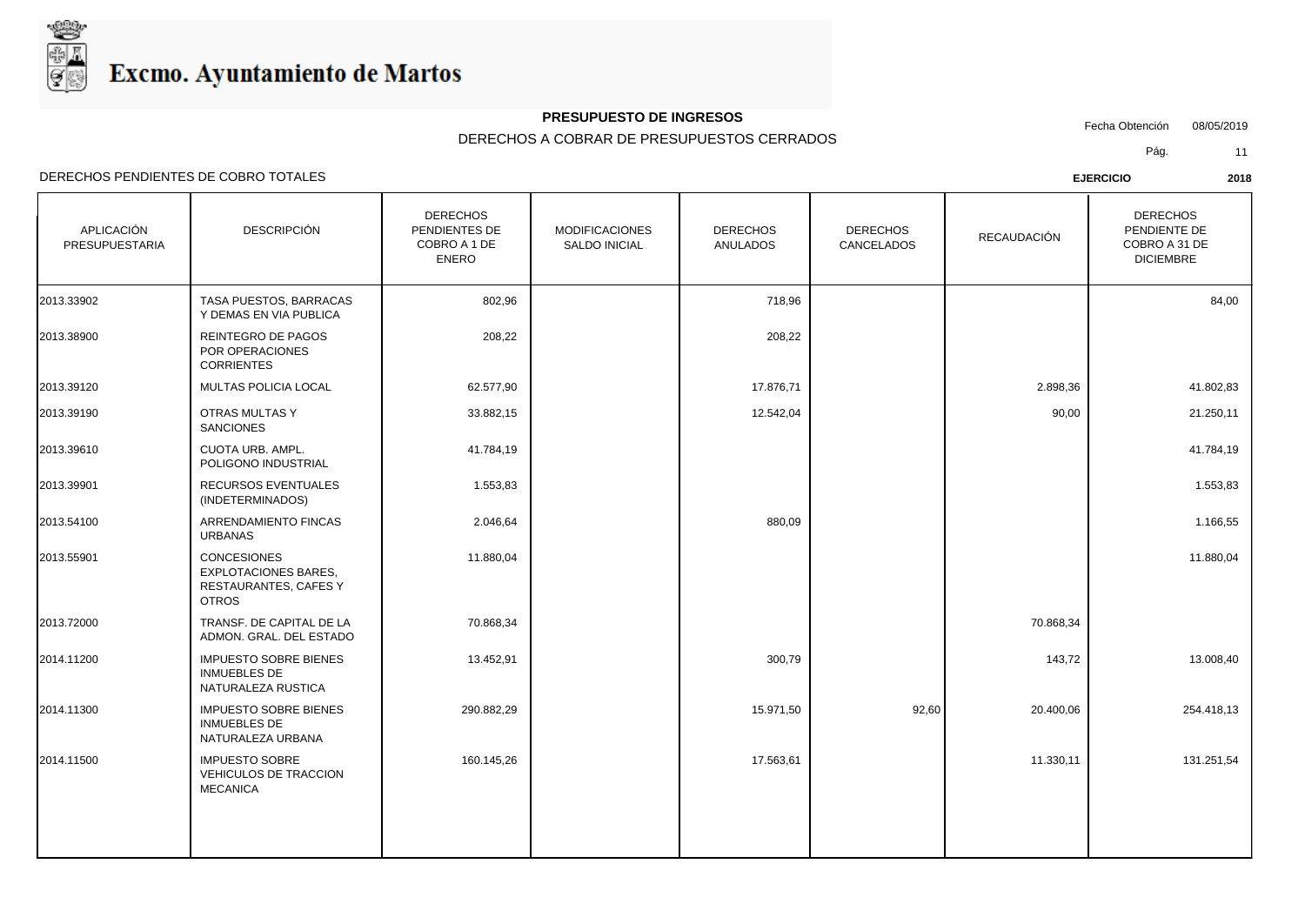Excmo. Ayuntamiento de Martos

**PRESUPUESTO DE INGRESOS**

DERECHOS A COBRAR DE PRESUPUESTOS CERRADOS

Fecha Obtención 08/05/2019

DERECHOS PENDIENTES DE COBRO TOTALES

**EJERCICIO** **2018**

| APLICACIÓN PRESUPUESTARIA | DESCRIPCIÓN | DERECHOS PENDIENTES DE COBRO A 1 DE ENERO | MODIFICACIONES SALDO INICIAL | DERECHOS ANULADOS | DERECHOS CANCELADOS | RECAUDACIÓN | DERECHOS PENDIENTE DE COBRO A 31 DE DICIEMBRE |
|---|---|---|---|---|---|---|---|
| 2013.33902 | TASA PUESTOS, BARRACAS Y DEMAS EN VIA PUBLICA | 802,96 | | 718,96 | | | 84,00 |
| 2013.38900 | REINTEGRO DE PAGOS POR OPERACIONES CORRIENTES | 208,22 | | 208,22 | | | |
| 2013.39120 | MULTAS POLICIA LOCAL | 62.577,90 | | 17.876,71 | | 2.898,36 | 41.802,83 |
| 2013.39190 | OTRAS MULTAS Y SANCIONES | 33.882,15 | | 12.542,04 | | 90,00 | 21.250,11 |
| 2013.39610 | CUOTA URB. AMPL. POLIGONO INDUSTRIAL | 41.784,19 | | | | | 41.784,19 |
| 2013.39901 | RECURSOS EVENTUALES (INDETERMINADOS) | 1.553,83 | | | | | 1.553,83 |
| 2013.54100 | ARRENDAMIENTO FINCAS URBANAS | 2.046,64 | | 880,09 | | | 1.166,55 |
| 2013.55901 | CONCESIONES EXPLOTACIONES BARES, RESTAURANTES, CAFES Y OTROS | 11.880,04 | | | | | 11.880,04 |
| 2013.72000 | TRANSF. DE CAPITAL DE LA ADMON. GRAL. DEL ESTADO | 70.868,34 | | | | 70.868,34 | |
| 2014.11200 | IMPUESTO SOBRE BIENES INMUEBLES DE NATURALEZA RUSTICA | 13.452,91 | | 300,79 | | 143,72 | 13.008,40 |
| 2014.11300 | IMPUESTO SOBRE BIENES INMUEBLES DE NATURALEZA URBANA | 290.882,29 | | 15.971,50 | 92,60 | 20.400,06 | 254.418,13 |
| 2014.11500 | IMPUESTO SOBRE VEHICULOS DE TRACCION MECANICA | 160.145,26 | | 17.563,61 | | 11.330,11 | 131.251,54 |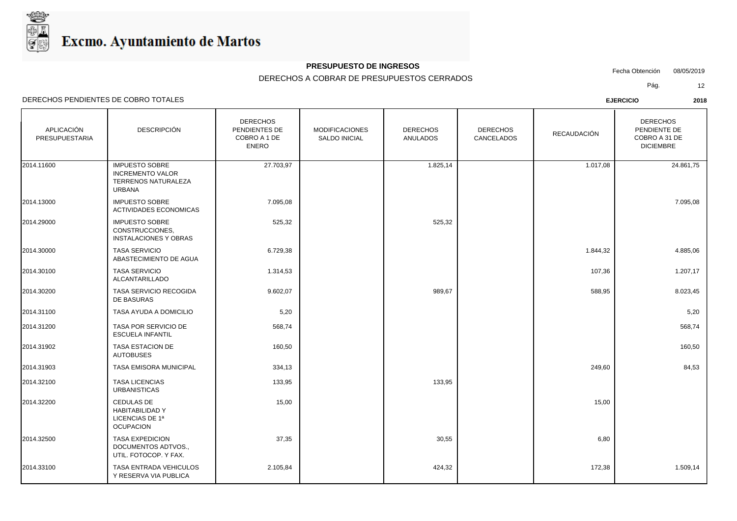# Excmo. Ayuntamiento de Martos

**PRESUPUESTO DE INGRESOS**

DERECHOS A COBRAR DE PRESUPUESTOS CERRADOS

Fecha Obtención 08/05/2019

DERECHOS PENDIENTES DE COBRO TOTALES

**EJERCICIO 2018**

| APLICACIÓN PRESUPUESTARIA | DESCRIPCIÓN | DERECHOS PENDIENTES DE COBRO A 1 DE ENERO | MODIFICACIONES SALDO INICIAL | DERECHOS ANULADOS | DERECHOS CANCELADOS | RECAUDACIÓN | DERECHOS PENDIENTE DE COBRO A 31 DE DICIEMBRE |
|---|---|---|---|---|---|---|---|
| 2014.11600 | IMPUESTO SOBRE INCREMENTO VALOR TERRENOS NATURALEZA URBANA | 27.703,97 | | 1.825,14 | | 1.017,08 | 24.861,75 |
| 2014.13000 | IMPUESTO SOBRE ACTIVIDADES ECONOMICAS | 7.095,08 | | | | | 7.095,08 |
| 2014.29000 | IMPUESTO SOBRE CONSTRUCCIONES, INSTALACIONES Y OBRAS | 525,32 | | 525,32 | | | |
| 2014.30000 | TASA SERVICIO ABASTECIMIENTO DE AGUA | 6.729,38 | | | | 1.844,32 | 4.885,06 |
| 2014.30100 | TASA SERVICIO ALCANTARILLADO | 1.314,53 | | | | 107,36 | 1.207,17 |
| 2014.30200 | TASA SERVICIO RECOGIDA DE BASURAS | 9.602,07 | | 989,67 | | 588,95 | 8.023,45 |
| 2014.31100 | TASA AYUDA A DOMICILIO | 5,20 | | | | | 5,20 |
| 2014.31200 | TASA POR SERVICIO DE ESCUELA INFANTIL | 568,74 | | | | | 568,74 |
| 2014.31902 | TASA ESTACION DE AUTOBUSES | 160,50 | | | | | 160,50 |
| 2014.31903 | TASA EMISORA MUNICIPAL | 334,13 | | | | 249,60 | 84,53 |
| 2014.32100 | TASA LICENCIAS URBANISTICAS | 133,95 | | 133,95 | | | |
| 2014.32200 | CEDULAS DE HABITABILIDAD Y LICENCIAS DE 1ª OCUPACION | 15,00 | | | | 15,00 | |
| 2014.32500 | TASA EXPEDICION DOCUMENTOS ADTVOS., UTIL. FOTOCOP. Y FAX. | 37,35 | | 30,55 | | 6,80 | |
| 2014.33100 | TASA ENTRADA VEHICULOS Y RESERVA VIA PUBLICA | 2.105,84 | | 424,32 | | 172,38 | 1.509,14 |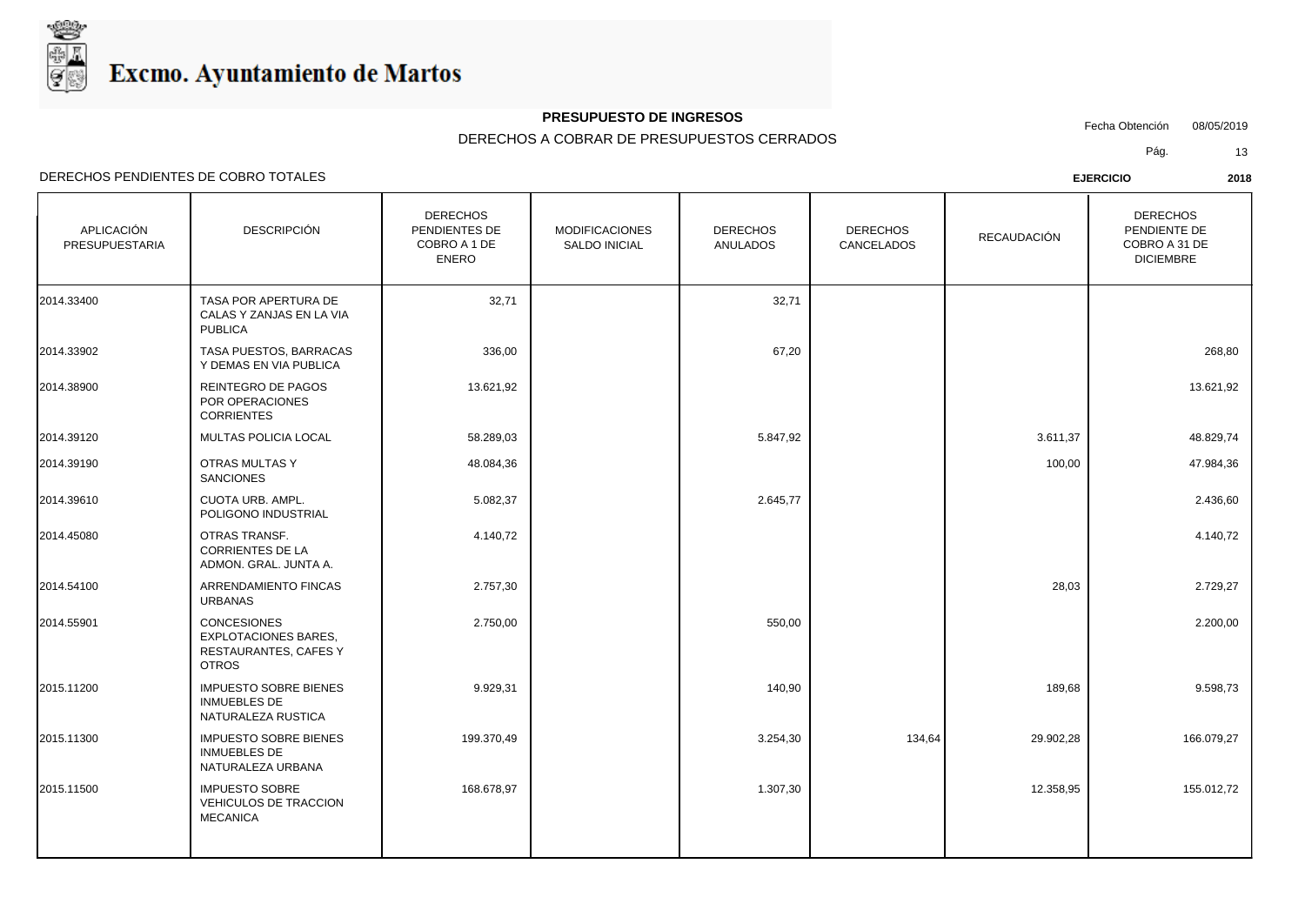Excmo. Ayuntamiento de Martos

**PRESUPUESTO DE INGRESOS**

DERECHOS A COBRAR DE PRESUPUESTOS CERRADOS

Fecha Obtención 08/05/2019

DERECHOS PENDIENTES DE COBRO TOTALES

**EJERCICIO 2018**

| APLICACIÓN PRESUPUESTARIA | DESCRIPCIÓN | DERECHOS PENDIENTES DE COBRO A 1 DE ENERO | MODIFICACIONES SALDO INICIAL | DERECHOS ANULADOS | DERECHOS CANCELADOS | RECAUDACIÓN | DERECHOS PENDIENTE DE COBRO A 31 DE DICIEMBRE |
|---|---|---|---|---|---|---|---|
| 2014.33400 | TASA POR APERTURA DE CALAS Y ZANJAS EN LA VIA PUBLICA | 32,71 | | 32,71 | | | |
| 2014.33902 | TASA PUESTOS, BARRACAS Y DEMAS EN VIA PUBLICA | 336,00 | | 67,20 | | | 268,80 |
| 2014.38900 | REINTEGRO DE PAGOS POR OPERACIONES CORRIENTES | 13.621,92 | | | | | 13.621,92 |
| 2014.39120 | MULTAS POLICIA LOCAL | 58.289,03 | | 5.847,92 | | 3.611,37 | 48.829,74 |
| 2014.39190 | OTRAS MULTAS Y SANCIONES | 48.084,36 | | | | 100,00 | 47.984,36 |
| 2014.39610 | CUOTA URB. AMPL. POLIGONO INDUSTRIAL | 5.082,37 | | 2.645,77 | | | 2.436,60 |
| 2014.45080 | OTRAS TRANSF. CORRIENTES DE LA ADMON. GRAL. JUNTA A. | 4.140,72 | | | | | 4.140,72 |
| 2014.54100 | ARRENDAMIENTO FINCAS URBANAS | 2.757,30 | | | | 28,03 | 2.729,27 |
| 2014.55901 | CONCESIONES EXPLOTACIONES BARES, RESTAURANTES, CAFES Y OTROS | 2.750,00 | | 550,00 | | | 2.200,00 |
| 2015.11200 | IMPUESTO SOBRE BIENES INMUEBLES DE NATURALEZA RUSTICA | 9.929,31 | | 140,90 | | 189,68 | 9.598,73 |
| 2015.11300 | IMPUESTO SOBRE BIENES INMUEBLES DE NATURALEZA URBANA | 199.370,49 | | 3.254,30 | 134,64 | 29.902,28 | 166.079,27 |
| 2015.11500 | IMPUESTO SOBRE VEHICULOS DE TRACCION MECANICA | 168.678,97 | | 1.307,30 | | 12.358,95 | 155.012,72 |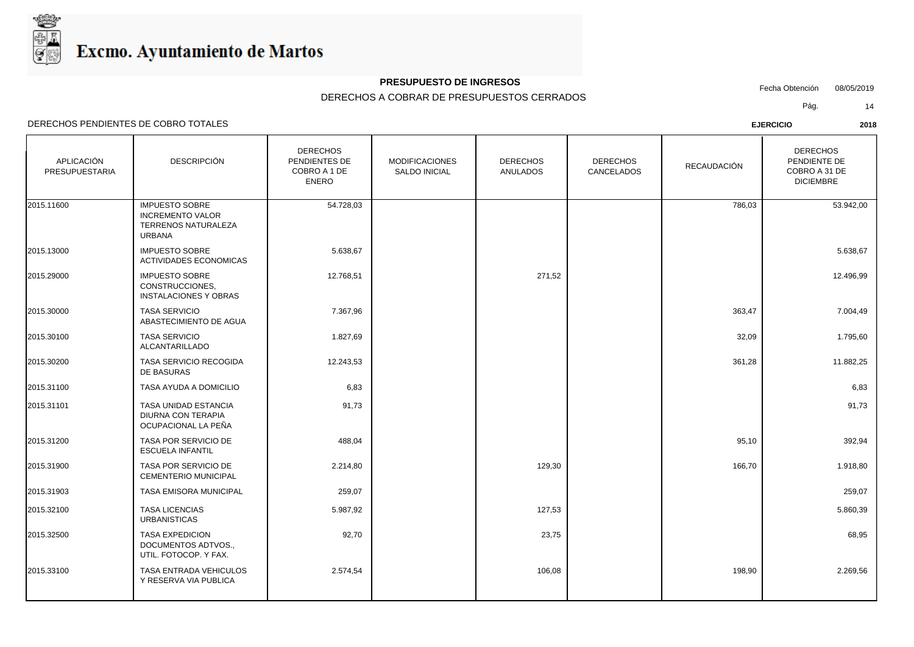# Excmo. Ayuntamiento de Martos

**PRESUPUESTO DE INGRESOS**

DERECHOS A COBRAR DE PRESUPUESTOS CERRADOS

Fecha Obtención 08/05/2019

DERECHOS PENDIENTES DE COBRO TOTALES

**EJERCICIO** **2018**

| APLICACIÓN PRESUPUESTARIA | DESCRIPCIÓN | DERECHOS PENDIENTES DE COBRO A 1 DE ENERO | MODIFICACIONES SALDO INICIAL | DERECHOS ANULADOS | DERECHOS CANCELADOS | RECAUDACIÓN | DERECHOS PENDIENTE DE COBRO A 31 DE DICIEMBRE |
|---|---|---|---|---|---|---|---|
| 2015.11600 | IMPUESTO SOBRE INCREMENTO VALOR TERRENOS NATURALEZA URBANA | 54.728,03 | | | | 786,03 | 53.942,00 |
| 2015.13000 | IMPUESTO SOBRE ACTIVIDADES ECONOMICAS | 5.638,67 | | | | | 5.638,67 |
| 2015.29000 | IMPUESTO SOBRE CONSTRUCCIONES, INSTALACIONES Y OBRAS | 12.768,51 | | 271,52 | | | 12.496,99 |
| 2015.30000 | TASA SERVICIO ABASTECIMIENTO DE AGUA | 7.367,96 | | | | 363,47 | 7.004,49 |
| 2015.30100 | TASA SERVICIO ALCANTARILLADO | 1.827,69 | | | | 32,09 | 1.795,60 |
| 2015.30200 | TASA SERVICIO RECOGIDA DE BASURAS | 12.243,53 | | | | 361,28 | 11.882,25 |
| 2015.31100 | TASA AYUDA A DOMICILIO | 6,83 | | | | | 6,83 |
| 2015.31101 | TASA UNIDAD ESTANCIA DIURNA CON TERAPIA OCUPACIONAL LA PEÑA | 91,73 | | | | | 91,73 |
| 2015.31200 | TASA POR SERVICIO DE ESCUELA INFANTIL | 488,04 | | | | 95,10 | 392,94 |
| 2015.31900 | TASA POR SERVICIO DE CEMENTERIO MUNICIPAL | 2.214,80 | | 129,30 | | 166,70 | 1.918,80 |
| 2015.31903 | TASA EMISORA MUNICIPAL | 259,07 | | | | | 259,07 |
| 2015.32100 | TASA LICENCIAS URBANISTICAS | 5.987,92 | | 127,53 | | | 5.860,39 |
| 2015.32500 | TASA EXPEDICION DOCUMENTOS ADTVOS., UTIL. FOTOCOP. Y FAX. | 92,70 | | 23,75 | | | 68,95 |
| 2015.33100 | TASA ENTRADA VEHICULOS Y RESERVA VIA PUBLICA | 2.574,54 | | 106,08 | | 198,90 | 2.269,56 |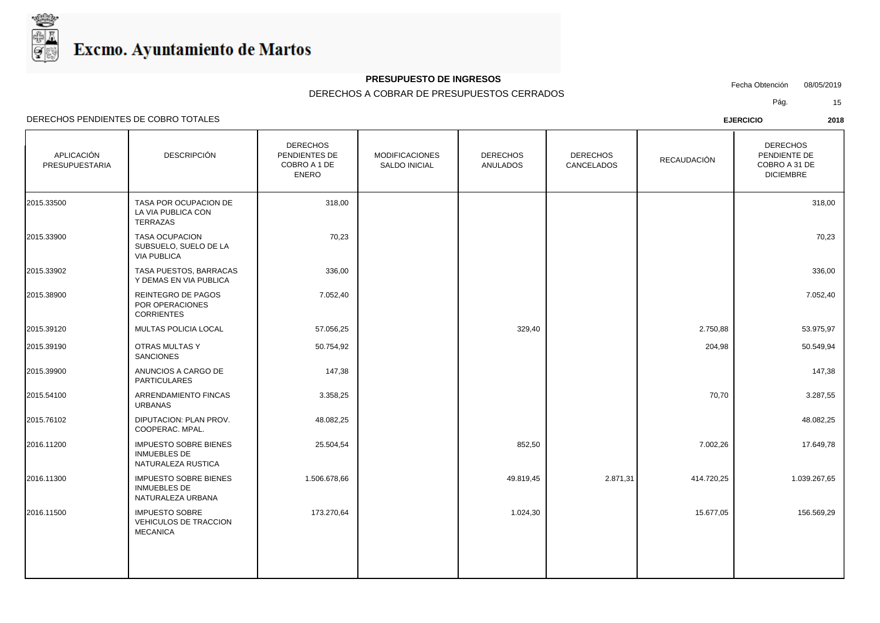# Excmo. Ayuntamiento de Martos

**PRESUPUESTO DE INGRESOS**

DERECHOS A COBRAR DE PRESUPUESTOS CERRADOS

Fecha Obtención 08/05/2019

DERECHOS PENDIENTES DE COBRO TOTALES

**EJERCICIO** **2018**

| APLICACIÓN PRESUPUESTARIA | DESCRIPCIÓN | DERECHOS PENDIENTES DE COBRO A 1 DE ENERO | MODIFICACIONES SALDO INICIAL | DERECHOS ANULADOS | DERECHOS CANCELADOS | RECAUDACIÓN | DERECHOS PENDIENTE DE COBRO A 31 DE DICIEMBRE |
|---|---|---|---|---|---|---|---|
| 2015.33500 | TASA POR OCUPACION DE LA VIA PUBLICA CON TERRAZAS | 318,00 | | | | | 318,00 |
| 2015.33900 | TASA OCUPACION SUBSUELO, SUELO DE LA VIA PUBLICA | 70,23 | | | | | 70,23 |
| 2015.33902 | TASA PUESTOS, BARRACAS Y DEMAS EN VIA PUBLICA | 336,00 | | | | | 336,00 |
| 2015.38900 | REINTEGRO DE PAGOS POR OPERACIONES CORRIENTES | 7.052,40 | | | | | 7.052,40 |
| 2015.39120 | MULTAS POLICIA LOCAL | 57.056,25 | | 329,40 | | 2.750,88 | 53.975,97 |
| 2015.39190 | OTRAS MULTAS Y SANCIONES | 50.754,92 | | | | 204,98 | 50.549,94 |
| 2015.39900 | ANUNCIOS A CARGO DE PARTICULARES | 147,38 | | | | | 147,38 |
| 2015.54100 | ARRENDAMIENTO FINCAS URBANAS | 3.358,25 | | | | 70,70 | 3.287,55 |
| 2015.76102 | DIPUTACION: PLAN PROV. COOPERAC. MPAL. | 48.082,25 | | | | | 48.082,25 |
| 2016.11200 | IMPUESTO SOBRE BIENES INMUEBLES DE NATURALEZA RUSTICA | 25.504,54 | | 852,50 | | 7.002,26 | 17.649,78 |
| 2016.11300 | IMPUESTO SOBRE BIENES INMUEBLES DE NATURALEZA URBANA | 1.506.678,66 | | 49.819,45 | 2.871,31 | 414.720,25 | 1.039.267,65 |
| 2016.11500 | IMPUESTO SOBRE VEHICULOS DE TRACCION MECANICA | 173.270,64 | | 1.024,30 | | 15.677,05 | 156.569,29 |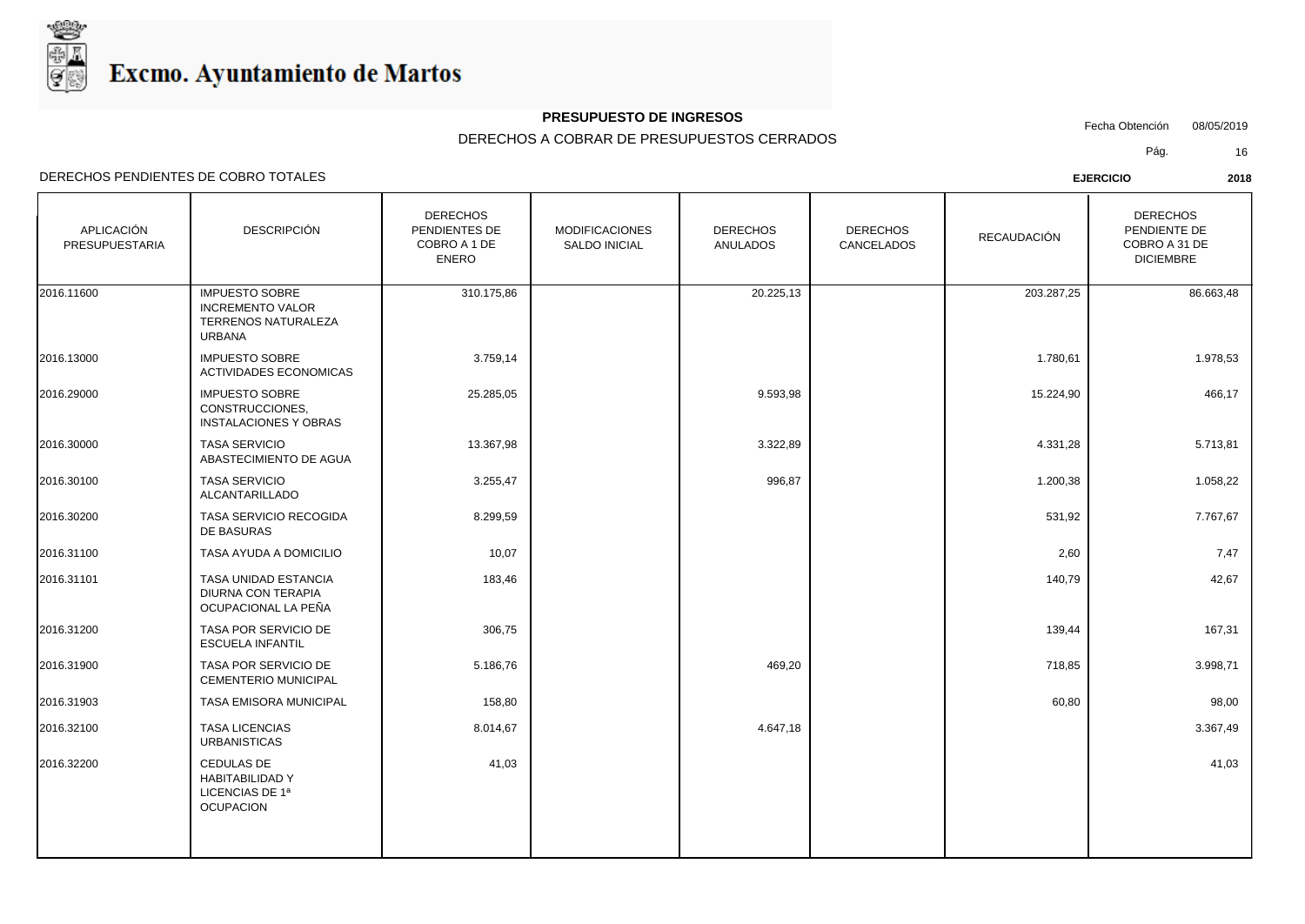Excmo. Ayuntamiento de Martos

**PRESUPUESTO DE INGRESOS**

DERECHOS A COBRAR DE PRESUPUESTOS CERRADOS

Fecha Obtención 08/05/2019

DERECHOS PENDIENTES DE COBRO TOTALES

**EJERCICIO** **2018**

| APLICACIÓN PRESUPUESTARIA | DESCRIPCIÓN | DERECHOS PENDIENTES DE COBRO A 1 DE ENERO | MODIFICACIONES SALDO INICIAL | DERECHOS ANULADOS | DERECHOS CANCELADOS | RECAUDACIÓN | DERECHOS PENDIENTE DE COBRO A 31 DE DICIEMBRE |
|---|---|---|---|---|---|---|---|
| 2016.11600 | IMPUESTO SOBRE INCREMENTO VALOR TERRENOS NATURALEZA URBANA | 310.175,86 | | 20.225,13 | | 203.287,25 | 86.663,48 |
| 2016.13000 | IMPUESTO SOBRE ACTIVIDADES ECONOMICAS | 3.759,14 | | | | 1.780,61 | 1.978,53 |
| 2016.29000 | IMPUESTO SOBRE CONSTRUCCIONES, INSTALACIONES Y OBRAS | 25.285,05 | | 9.593,98 | | 15.224,90 | 466,17 |
| 2016.30000 | TASA SERVICIO ABASTECIMIENTO DE AGUA | 13.367,98 | | 3.322,89 | | 4.331,28 | 5.713,81 |
| 2016.30100 | TASA SERVICIO ALCANTARILLADO | 3.255,47 | | 996,87 | | 1.200,38 | 1.058,22 |
| 2016.30200 | TASA SERVICIO RECOGIDA DE BASURAS | 8.299,59 | | | | 531,92 | 7.767,67 |
| 2016.31100 | TASA AYUDA A DOMICILIO | 10,07 | | | | 2,60 | 7,47 |
| 2016.31101 | TASA UNIDAD ESTANCIA DIURNA CON TERAPIA OCUPACIONAL LA PEÑA | 183,46 | | | | 140,79 | 42,67 |
| 2016.31200 | TASA POR SERVICIO DE ESCUELA INFANTIL | 306,75 | | | | 139,44 | 167,31 |
| 2016.31900 | TASA POR SERVICIO DE CEMENTERIO MUNICIPAL | 5.186,76 | | 469,20 | | 718,85 | 3.998,71 |
| 2016.31903 | TASA EMISORA MUNICIPAL | 158,80 | | | | 60,80 | 98,00 |
| 2016.32100 | TASA LICENCIAS URBANISTICAS | 8.014,67 | | 4.647,18 | | | 3.367,49 |
| 2016.32200 | CEDULAS DE HABITABILIDAD Y LICENCIAS DE 1ª OCUPACION | 41,03 | | | | | 41,03 |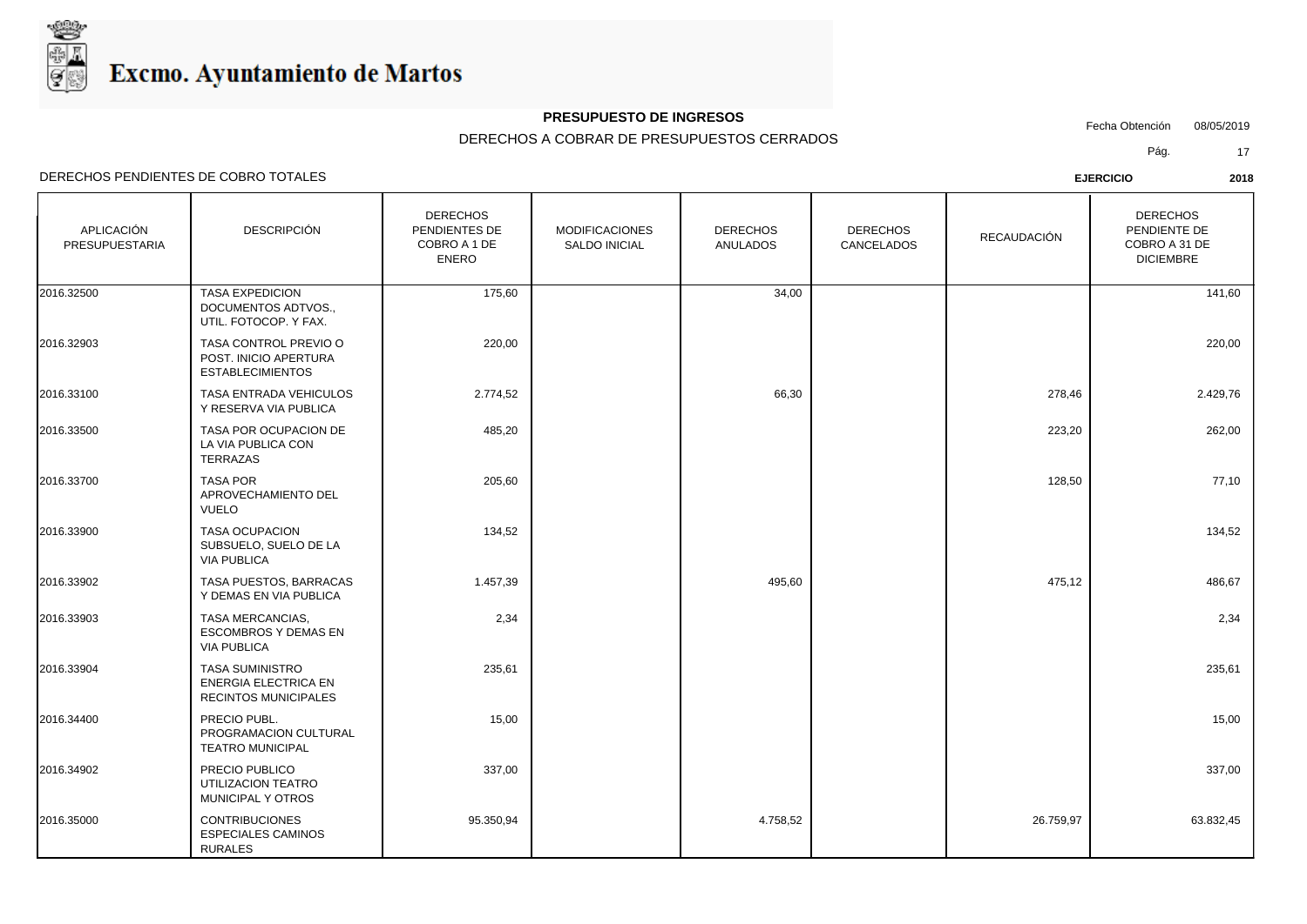# Excmo. Ayuntamiento de Martos

**PRESUPUESTO DE INGRESOS**

DERECHOS A COBRAR DE PRESUPUESTOS CERRADOS

Fecha Obtención 08/05/2019

DERECHOS PENDIENTES DE COBRO TOTALES

**EJERCICIO 2018**

| APLICACIÓN PRESUPUESTARIA | DESCRIPCIÓN | DERECHOS PENDIENTES DE COBRO A 1 DE ENERO | MODIFICACIONES SALDO INICIAL | DERECHOS ANULADOS | DERECHOS CANCELADOS | RECAUDACIÓN | DERECHOS PENDIENTE DE COBRO A 31 DE DICIEMBRE |
|---|---|---|---|---|---|---|---|
| 2016.32500 | TASA EXPEDICION DOCUMENTOS ADTVOS., UTIL. FOTOCOP. Y FAX. | 175,60 | | 34,00 | | | 141,60 |
| 2016.32903 | TASA CONTROL PREVIO O POST. INICIO APERTURA ESTABLECIMIENTOS | 220,00 | | | | | 220,00 |
| 2016.33100 | TASA ENTRADA VEHICULOS Y RESERVA VIA PUBLICA | 2.774,52 | | 66,30 | | 278,46 | 2.429,76 |
| 2016.33500 | TASA POR OCUPACION DE LA VIA PUBLICA CON TERRAZAS | 485,20 | | | | 223,20 | 262,00 |
| 2016.33700 | TASA POR APROVECHAMIENTO DEL VUELO | 205,60 | | | | 128,50 | 77,10 |
| 2016.33900 | TASA OCUPACION SUBSUELO, SUELO DE LA VIA PUBLICA | 134,52 | | | | | 134,52 |
| 2016.33902 | TASA PUESTOS, BARRACAS Y DEMAS EN VIA PUBLICA | 1.457,39 | | 495,60 | | 475,12 | 486,67 |
| 2016.33903 | TASA MERCANCIAS, ESCOMBROS Y DEMAS EN VIA PUBLICA | 2,34 | | | | | 2,34 |
| 2016.33904 | TASA SUMINISTRO ENERGIA ELECTRICA EN RECINTOS MUNICIPALES | 235,61 | | | | | 235,61 |
| 2016.34400 | PRECIO PUBL. PROGRAMACION CULTURAL TEATRO MUNICIPAL | 15,00 | | | | | 15,00 |
| 2016.34902 | PRECIO PUBLICO UTILIZACION TEATRO MUNICIPAL Y OTROS | 337,00 | | | | | 337,00 |
| 2016.35000 | CONTRIBUCIONES ESPECIALES CAMINOS RURALES | 95.350,94 | | 4.758,52 | | 26.759,97 | 63.832,45 |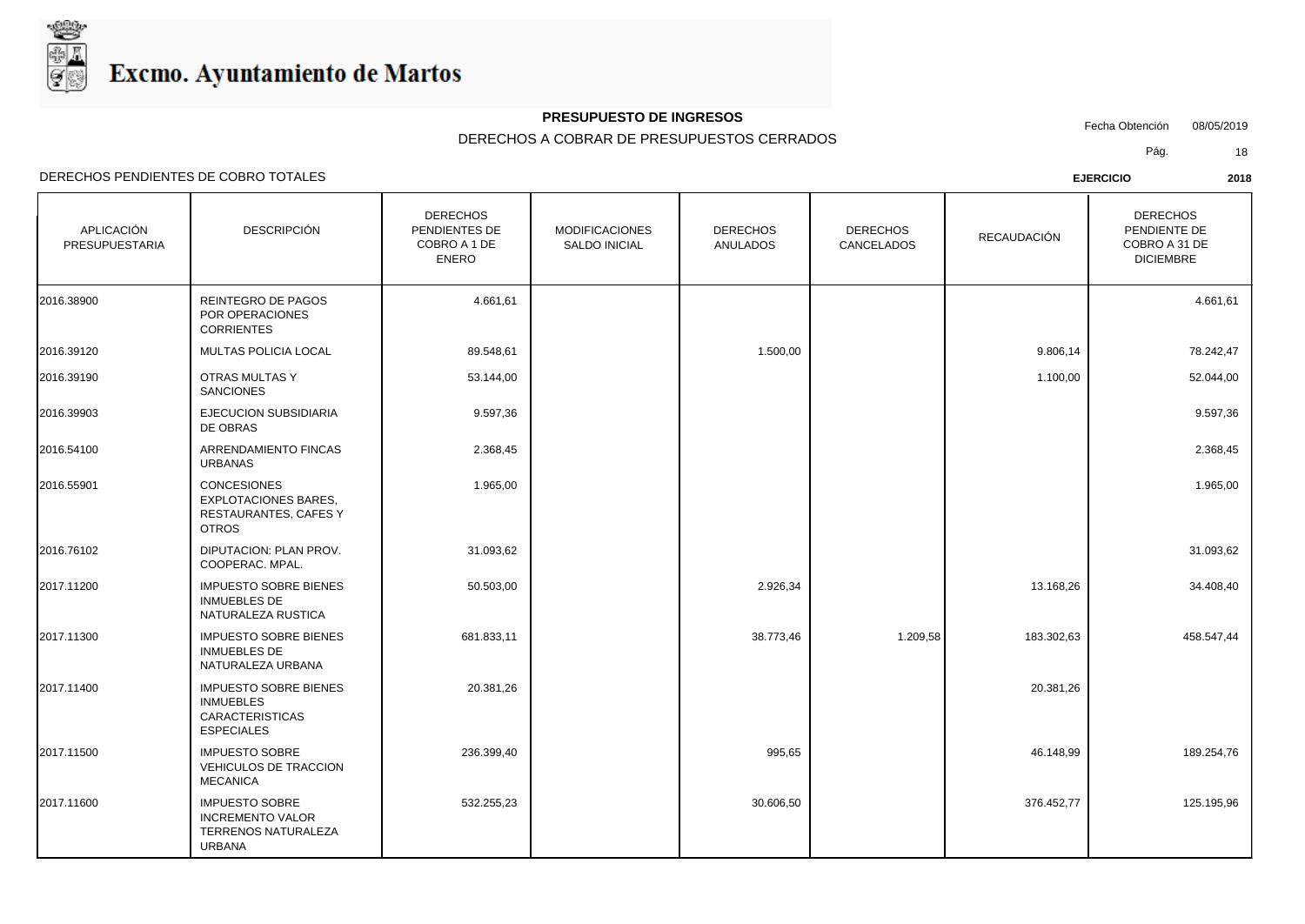Excmo. Ayuntamiento de Martos

**PRESUPUESTO DE INGRESOS**

DERECHOS A COBRAR DE PRESUPUESTOS CERRADOS

Fecha Obtención 08/05/2019

DERECHOS PENDIENTES DE COBRO TOTALES

**EJERCICIO 2018**

| APLICACIÓN PRESUPUESTARIA | DESCRIPCIÓN | DERECHOS PENDIENTES DE COBRO A 1 DE ENERO | MODIFICACIONES SALDO INICIAL | DERECHOS ANULADOS | DERECHOS CANCELADOS | RECAUDACIÓN | DERECHOS PENDIENTE DE COBRO A 31 DE DICIEMBRE |
|---|---|---|---|---|---|---|---|
| 2016.38900 | REINTEGRO DE PAGOS POR OPERACIONES CORRIENTES | 4.661,61 | | | | | 4.661,61 |
| 2016.39120 | MULTAS POLICIA LOCAL | 89.548,61 | | 1.500,00 | | 9.806,14 | 78.242,47 |
| 2016.39190 | OTRAS MULTAS Y SANCIONES | 53.144,00 | | | | 1.100,00 | 52.044,00 |
| 2016.39903 | EJECUCION SUBSIDIARIA DE OBRAS | 9.597,36 | | | | | 9.597,36 |
| 2016.54100 | ARRENDAMIENTO FINCAS URBANAS | 2.368,45 | | | | | 2.368,45 |
| 2016.55901 | CONCESIONES EXPLOTACIONES BARES, RESTAURANTES, CAFES Y OTROS | 1.965,00 | | | | | 1.965,00 |
| 2016.76102 | DIPUTACION: PLAN PROV. COOPERAC. MPAL. | 31.093,62 | | | | | 31.093,62 |
| 2017.11200 | IMPUESTO SOBRE BIENES INMUEBLES DE NATURALEZA RUSTICA | 50.503,00 | | 2.926,34 | | 13.168,26 | 34.408,40 |
| 2017.11300 | IMPUESTO SOBRE BIENES INMUEBLES DE NATURALEZA URBANA | 681.833,11 | | 38.773,46 | 1.209,58 | 183.302,63 | 458.547,44 |
| 2017.11400 | IMPUESTO SOBRE BIENES INMUEBLES CARACTERISTICAS ESPECIALES | 20.381,26 | | | | 20.381,26 | |
| 2017.11500 | IMPUESTO SOBRE VEHICULOS DE TRACCION MECANICA | 236.399,40 | | 995,65 | | 46.148,99 | 189.254,76 |
| 2017.11600 | IMPUESTO SOBRE INCREMENTO VALOR TERRENOS NATURALEZA URBANA | 532.255,23 | | 30.606,50 | | 376.452,77 | 125.195,96 |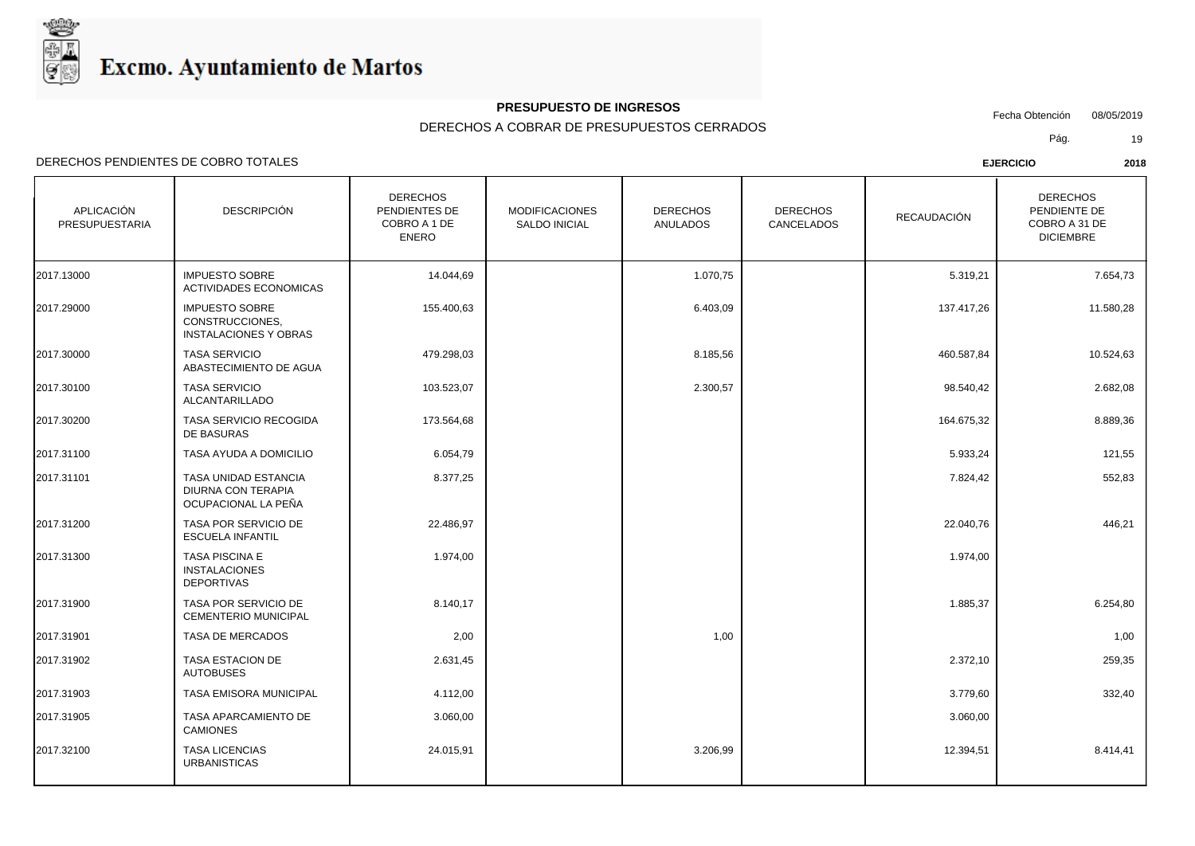Excmo. Ayuntamiento de Martos

**PRESUPUESTO DE INGRESOS**

DERECHOS A COBRAR DE PRESUPUESTOS CERRADOS

Fecha Obtención 08/05/2019

DERECHOS PENDIENTES DE COBRO TOTALES

**EJERCICIO 2018**

| APLICACIÓN PRESUPUESTARIA | DESCRIPCIÓN | DERECHOS PENDIENTES DE COBRO A 1 DE ENERO | MODIFICACIONES SALDO INICIAL | DERECHOS ANULADOS | DERECHOS CANCELADOS | RECAUDACIÓN | DERECHOS PENDIENTE DE COBRO A 31 DE DICIEMBRE |
|---|---|---|---|---|---|---|---|
| 2017.13000 | IMPUESTO SOBRE ACTIVIDADES ECONOMICAS | 14.044,69 | | 1.070,75 | | 5.319,21 | 7.654,73 |
| 2017.29000 | IMPUESTO SOBRE CONSTRUCCIONES, INSTALACIONES Y OBRAS | 155.400,63 | | 6.403,09 | | 137.417,26 | 11.580,28 |
| 2017.30000 | TASA SERVICIO ABASTECIMIENTO DE AGUA | 479.298,03 | | 8.185,56 | | 460.587,84 | 10.524,63 |
| 2017.30100 | TASA SERVICIO ALCANTARILLADO | 103.523,07 | | 2.300,57 | | 98.540,42 | 2.682,08 |
| 2017.30200 | TASA SERVICIO RECOGIDA DE BASURAS | 173.564,68 | | | | 164.675,32 | 8.889,36 |
| 2017.31100 | TASA AYUDA A DOMICILIO | 6.054,79 | | | | 5.933,24 | 121,55 |
| 2017.31101 | TASA UNIDAD ESTANCIA DIURNA CON TERAPIA OCUPACIONAL LA PEÑA | 8.377,25 | | | | 7.824,42 | 552,83 |
| 2017.31200 | TASA POR SERVICIO DE ESCUELA INFANTIL | 22.486,97 | | | | 22.040,76 | 446,21 |
| 2017.31300 | TASA PISCINA E INSTALACIONES DEPORTIVAS | 1.974,00 | | | | 1.974,00 | |
| 2017.31900 | TASA POR SERVICIO DE CEMENTERIO MUNICIPAL | 8.140,17 | | | | 1.885,37 | 6.254,80 |
| 2017.31901 | TASA DE MERCADOS | 2,00 | | 1,00 | | | 1,00 |
| 2017.31902 | TASA ESTACION DE AUTOBUSES | 2.631,45 | | | | 2.372,10 | 259,35 |
| 2017.31903 | TASA EMISORA MUNICIPAL | 4.112,00 | | | | 3.779,60 | 332,40 |
| 2017.31905 | TASA APARCAMIENTO DE CAMIONES | 3.060,00 | | | | 3.060,00 | |
| 2017.32100 | TASA LICENCIAS URBANISTICAS | 24.015,91 | | 3.206,99 | | 12.394,51 | 8.414,41 |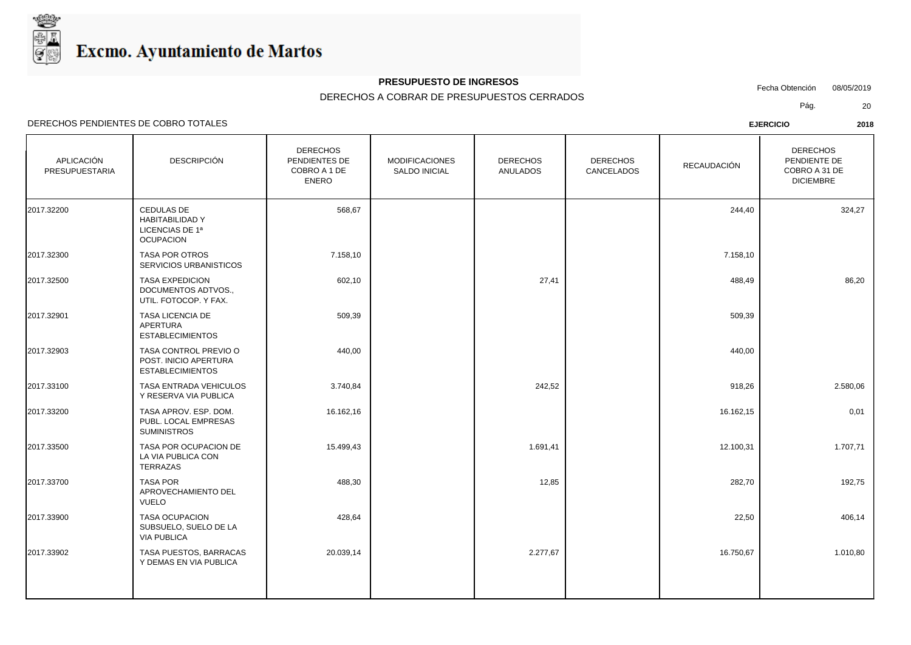# Excmo. Ayuntamiento de Martos

**PRESUPUESTO DE INGRESOS**

DERECHOS A COBRAR DE PRESUPUESTOS CERRADOS

Fecha Obtención 08/05/2019

DERECHOS PENDIENTES DE COBRO TOTALES

**EJERCICIO 2018**

| APLICACIÓN PRESUPUESTARIA | DESCRIPCIÓN | DERECHOS PENDIENTES DE COBRO A 1 DE ENERO | MODIFICACIONES SALDO INICIAL | DERECHOS ANULADOS | DERECHOS CANCELADOS | RECAUDACIÓN | DERECHOS PENDIENTE DE COBRO A 31 DE DICIEMBRE |
|---|---|---|---|---|---|---|---|
| 2017.32200 | CEDULAS DE HABITABILIDAD Y LICENCIAS DE 1ª OCUPACION | 568,67 | | | | 244,40 | 324,27 |
| 2017.32300 | TASA POR OTROS SERVICIOS URBANISTICOS | 7.158,10 | | | | 7.158,10 | |
| 2017.32500 | TASA EXPEDICION DOCUMENTOS ADTVOS., UTIL. FOTOCOP. Y FAX. | 602,10 | | 27,41 | | 488,49 | 86,20 |
| 2017.32901 | TASA LICENCIA DE APERTURA ESTABLECIMIENTOS | 509,39 | | | | 509,39 | |
| 2017.32903 | TASA CONTROL PREVIO O POST. INICIO APERTURA ESTABLECIMIENTOS | 440,00 | | | | 440,00 | |
| 2017.33100 | TASA ENTRADA VEHICULOS Y RESERVA VIA PUBLICA | 3.740,84 | | 242,52 | | 918,26 | 2.580,06 |
| 2017.33200 | TASA APROV. ESP. DOM. PUBL. LOCAL EMPRESAS SUMINISTROS | 16.162,16 | | | | 16.162,15 | 0,01 |
| 2017.33500 | TASA POR OCUPACION DE LA VIA PUBLICA CON TERRAZAS | 15.499,43 | | 1.691,41 | | 12.100,31 | 1.707,71 |
| 2017.33700 | TASA POR APROVECHAMIENTO DEL VUELO | 488,30 | | 12,85 | | 282,70 | 192,75 |
| 2017.33900 | TASA OCUPACION SUBSUELO, SUELO DE LA VIA PUBLICA | 428,64 | | | | 22,50 | 406,14 |
| 2017.33902 | TASA PUESTOS, BARRACAS Y DEMAS EN VIA PUBLICA | 20.039,14 | | 2.277,67 | | 16.750,67 | 1.010,80 |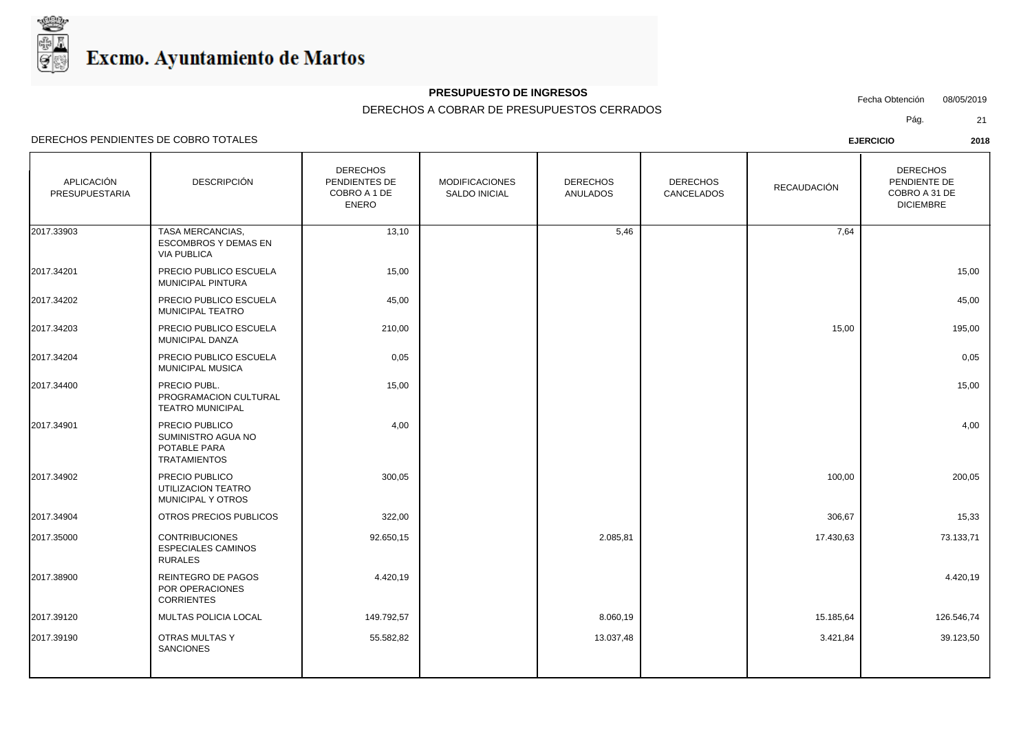# Excmo. Ayuntamiento de Martos

**PRESUPUESTO DE INGRESOS**

DERECHOS A COBRAR DE PRESUPUESTOS CERRADOS

Fecha Obtención 08/05/2019

DERECHOS PENDIENTES DE COBRO TOTALES

**EJERCICIO** **2018**

| APLICACIÓN PRESUPUESTARIA | DESCRIPCIÓN | DERECHOS PENDIENTES DE COBRO A 1 DE ENERO | MODIFICACIONES SALDO INICIAL | DERECHOS ANULADOS | DERECHOS CANCELADOS | RECAUDACIÓN | DERECHOS PENDIENTE DE COBRO A 31 DE DICIEMBRE |
|---|---|---|---|---|---|---|---|
| 2017.33903 | TASA MERCANCIAS, ESCOMBROS Y DEMAS EN VIA PUBLICA | 13,10 | | 5,46 | | 7,64 | |
| 2017.34201 | PRECIO PUBLICO ESCUELA MUNICIPAL PINTURA | 15,00 | | | | | 15,00 |
| 2017.34202 | PRECIO PUBLICO ESCUELA MUNICIPAL TEATRO | 45,00 | | | | | 45,00 |
| 2017.34203 | PRECIO PUBLICO ESCUELA MUNICIPAL DANZA | 210,00 | | | | 15,00 | 195,00 |
| 2017.34204 | PRECIO PUBLICO ESCUELA MUNICIPAL MUSICA | 0,05 | | | | | 0,05 |
| 2017.34400 | PRECIO PUBL. PROGRAMACION CULTURAL TEATRO MUNICIPAL | 15,00 | | | | | 15,00 |
| 2017.34901 | PRECIO PUBLICO SUMINISTRO AGUA NO POTABLE PARA TRATAMIENTOS | 4,00 | | | | | 4,00 |
| 2017.34902 | PRECIO PUBLICO UTILIZACION TEATRO MUNICIPAL Y OTROS | 300,05 | | | | 100,00 | 200,05 |
| 2017.34904 | OTROS PRECIOS PUBLICOS | 322,00 | | | | 306,67 | 15,33 |
| 2017.35000 | CONTRIBUCIONES ESPECIALES CAMINOS RURALES | 92.650,15 | | 2.085,81 | | 17.430,63 | 73.133,71 |
| 2017.38900 | REINTEGRO DE PAGOS POR OPERACIONES CORRIENTES | 4.420,19 | | | | | 4.420,19 |
| 2017.39120 | MULTAS POLICIA LOCAL | 149.792,57 | | 8.060,19 | | 15.185,64 | 126.546,74 |
| 2017.39190 | OTRAS MULTAS Y SANCIONES | 55.582,82 | | 13.037,48 | | 3.421,84 | 39.123,50 |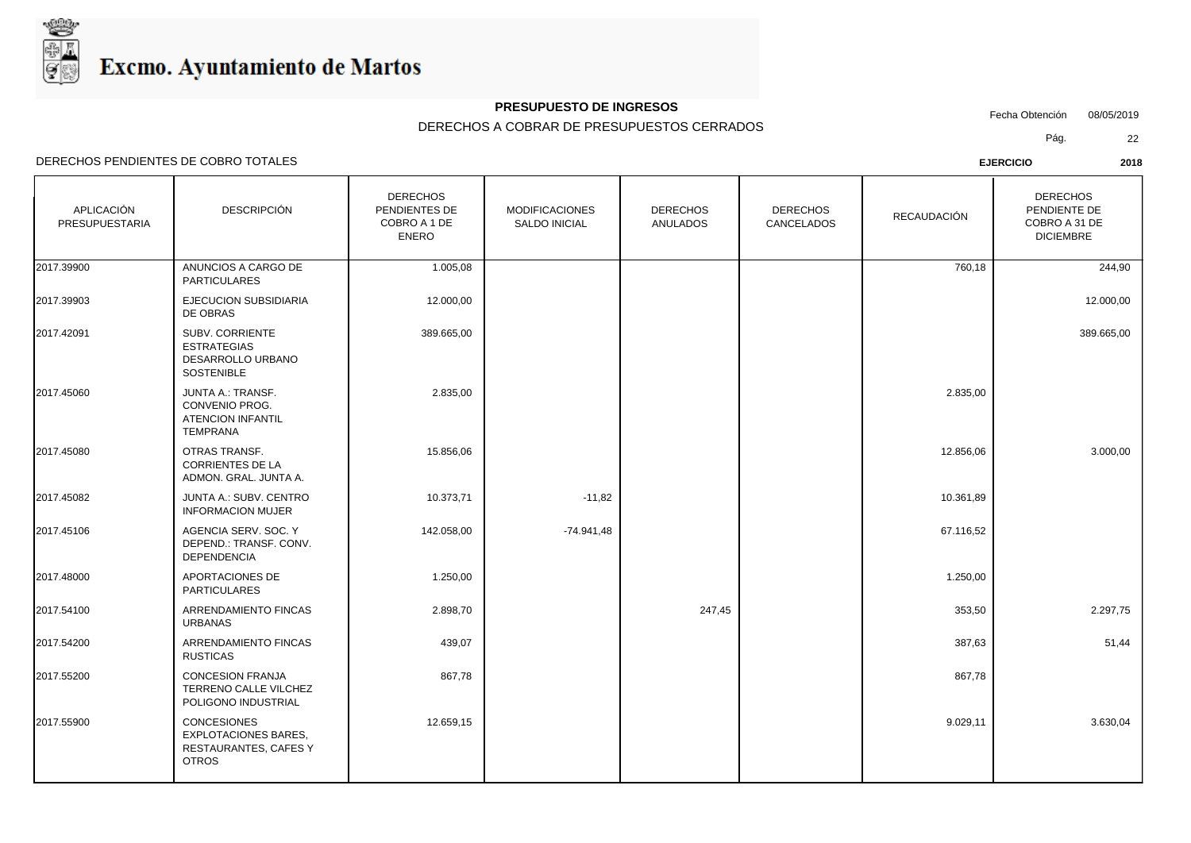# Excmo. Ayuntamiento de Martos

**PRESUPUESTO DE INGRESOS**

DERECHOS A COBRAR DE PRESUPUESTOS CERRADOS

Fecha Obtención 08/05/2019

DERECHOS PENDIENTES DE COBRO TOTALES

**EJERCICIO** **2018**

| APLICACIÓN PRESUPUESTARIA | DESCRIPCIÓN | DERECHOS PENDIENTES DE COBRO A 1 DE ENERO | MODIFICACIONES SALDO INICIAL | DERECHOS ANULADOS | DERECHOS CANCELADOS | RECAUDACIÓN | DERECHOS PENDIENTE DE COBRO A 31 DE DICIEMBRE |
|---|---|---|---|---|---|---|---|
| 2017.39900 | ANUNCIOS A CARGO DE PARTICULARES | 1.005,08 | | | | 760,18 | 244,90 |
| 2017.39903 | EJECUCION SUBSIDIARIA DE OBRAS | 12.000,00 | | | | | 12.000,00 |
| 2017.42091 | SUBV. CORRIENTE ESTRATEGIAS DESARROLLO URBANO SOSTENIBLE | 389.665,00 | | | | | 389.665,00 |
| 2017.45060 | JUNTA A.: TRANSF. CONVENIO PROG. ATENCION INFANTIL TEMPRANA | 2.835,00 | | | | 2.835,00 | |
| 2017.45080 | OTRAS TRANSF. CORRIENTES DE LA ADMON. GRAL. JUNTA A. | 15.856,06 | | | | 12.856,06 | 3.000,00 |
| 2017.45082 | JUNTA A.: SUBV. CENTRO INFORMACION MUJER | 10.373,71 | -11,82 | | | 10.361,89 | |
| 2017.45106 | AGENCIA SERV. SOC. Y DEPEND.: TRANSF. CONV. DEPENDENCIA | 142.058,00 | -74.941,48 | | | 67.116,52 | |
| 2017.48000 | APORTACIONES DE PARTICULARES | 1.250,00 | | | | 1.250,00 | |
| 2017.54100 | ARRENDAMIENTO FINCAS URBANAS | 2.898,70 | | 247,45 | | 353,50 | 2.297,75 |
| 2017.54200 | ARRENDAMIENTO FINCAS RUSTICAS | 439,07 | | | | 387,63 | 51,44 |
| 2017.55200 | CONCESION FRANJA TERRENO CALLE VILCHEZ POLIGONO INDUSTRIAL | 867,78 | | | | 867,78 | |
| 2017.55900 | CONCESIONES EXPLOTACIONES BARES, RESTAURANTES, CAFES Y OTROS | 12.659,15 | | | | 9.029,11 | 3.630,04 |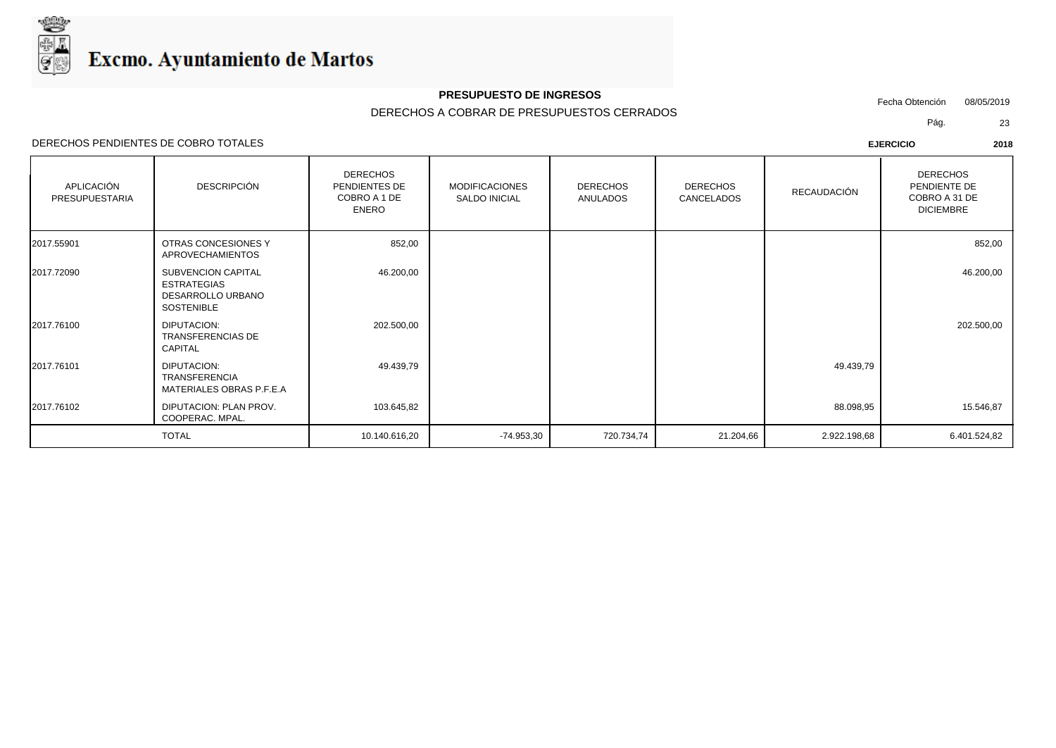Excmo. Ayuntamiento de Martos

**PRESUPUESTO DE INGRESOS**

DERECHOS A COBRAR DE PRESUPUESTOS CERRADOS

Fecha Obtención 08/05/2019

DERECHOS PENDIENTES DE COBRO TOTALES

**EJERCICIO** **2018**

| APLICACIÓN PRESUPUESTARIA | DESCRIPCIÓN | DERECHOS PENDIENTES DE COBRO A 1 DE ENERO | MODIFICACIONES SALDO INICIAL | DERECHOS ANULADOS | DERECHOS CANCELADOS | RECAUDACIÓN | DERECHOS PENDIENTE DE COBRO A 31 DE DICIEMBRE |
|---|---|---|---|---|---|---|---|
| 2017.55901 | OTRAS CONCESIONES Y APROVECHAMIENTOS | 852,00 | | | | | 852,00 |
| 2017.72090 | SUBVENCION CAPITAL ESTRATEGIAS DESARROLLO URBANO SOSTENIBLE | 46.200,00 | | | | | 46.200,00 |
| 2017.76100 | DIPUTACION: TRANSFERENCIAS DE CAPITAL | 202.500,00 | | | | | 202.500,00 |
| 2017.76101 | DIPUTACION: TRANSFERENCIA MATERIALES OBRAS P.F.E.A | 49.439,79 | | | | 49.439,79 | |
| 2017.76102 | DIPUTACION: PLAN PROV. COOPERAC. MPAL. | 103.645,82 | | | | 88.098,95 | 15.546,87 |
| TOTAL | | 10.140.616,20 | -74.953,30 | 720.734,74 | 21.204,66 | 2.922.198,68 | 6.401.524,82 |